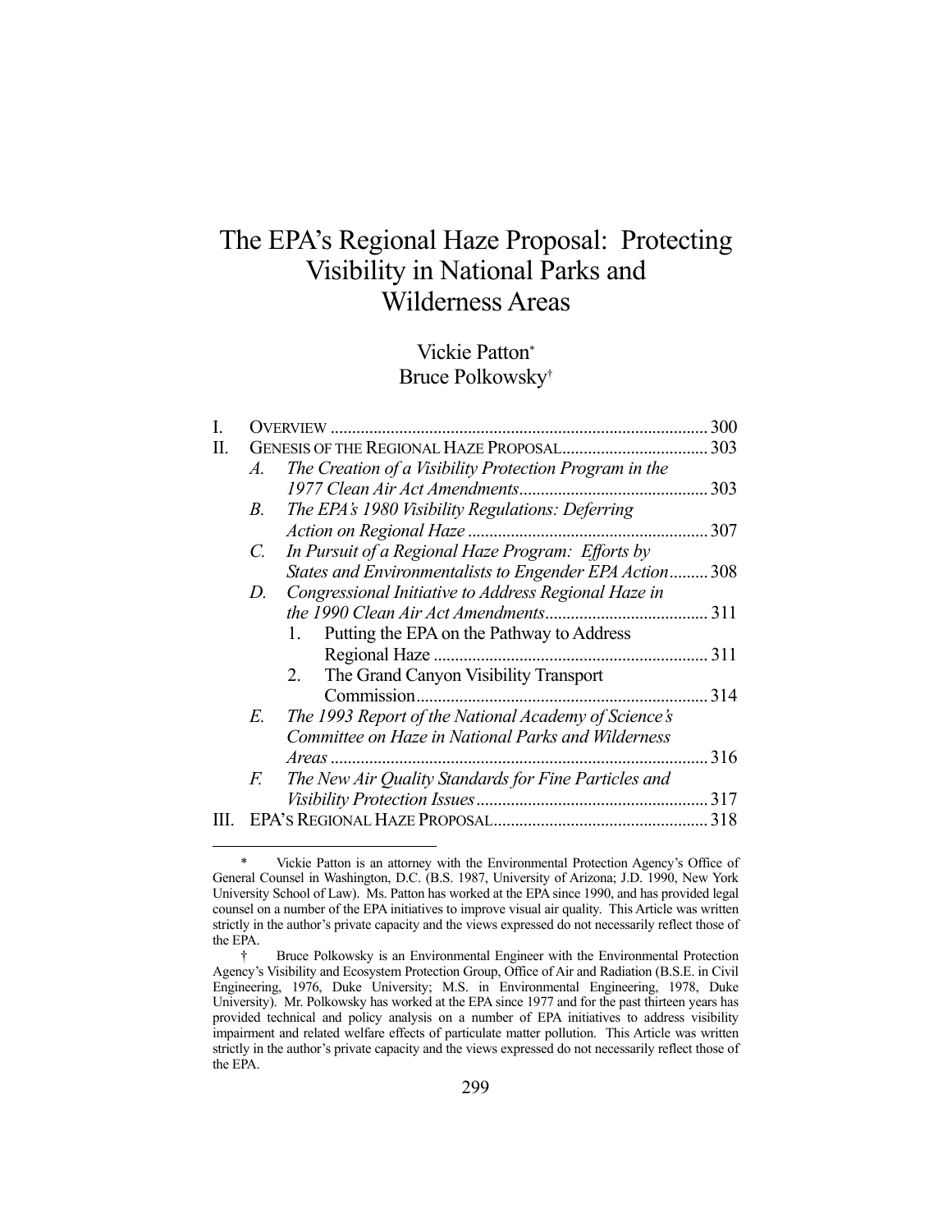# The EPA's Regional Haze Proposal: Protecting Visibility in National Parks and Wilderness Areas

Vickie Patton*
Bruce Polkowsky†

| | | | |
|---|---|---|---|
| I. | OVERVIEW | | 300 |
| II. | GENESIS OF THE REGIONAL HAZE PROPOSAL | | 303 |
| | *A.* | *The Creation of a Visibility Protection Program in the 1977 Clean Air Act Amendments* | 303 |
| | *B.* | *The EPA's 1980 Visibility Regulations: Deferring Action on Regional Haze* | 307 |
| | *C.* | *In Pursuit of a Regional Haze Program: Efforts by States and Environmentalists to Engender EPA Action* | 308 |
| | *D.* | *Congressional Initiative to Address Regional Haze in the 1990 Clean Air Act Amendments* | 311 |
| | | 1. Putting the EPA on the Pathway to Address Regional Haze | 311 |
| | | 2. The Grand Canyon Visibility Transport Commission | 314 |
| | *E.* | *The 1993 Report of the National Academy of Science's Committee on Haze in National Parks and Wilderness Areas* | 316 |
| | *F.* | *The New Air Quality Standards for Fine Particles and Visibility Protection Issues* | 317 |
| III. | EPA'S REGIONAL HAZE PROPOSAL | | 318 |

\* Vickie Patton is an attorney with the Environmental Protection Agency's Office of General Counsel in Washington, D.C. (B.S. 1987, University of Arizona; J.D. 1990, New York University School of Law). Ms. Patton has worked at the EPA since 1990, and has provided legal counsel on a number of the EPA initiatives to improve visual air quality. This Article was written strictly in the author's private capacity and the views expressed do not necessarily reflect those of the EPA.

† Bruce Polkowsky is an Environmental Engineer with the Environmental Protection Agency's Visibility and Ecosystem Protection Group, Office of Air and Radiation (B.S.E. in Civil Engineering, 1976, Duke University; M.S. in Environmental Engineering, 1978, Duke University). Mr. Polkowsky has worked at the EPA since 1977 and for the past thirteen years has provided technical and policy analysis on a number of EPA initiatives to address visibility impairment and related welfare effects of particulate matter pollution. This Article was written strictly in the author's private capacity and the views expressed do not necessarily reflect those of the EPA.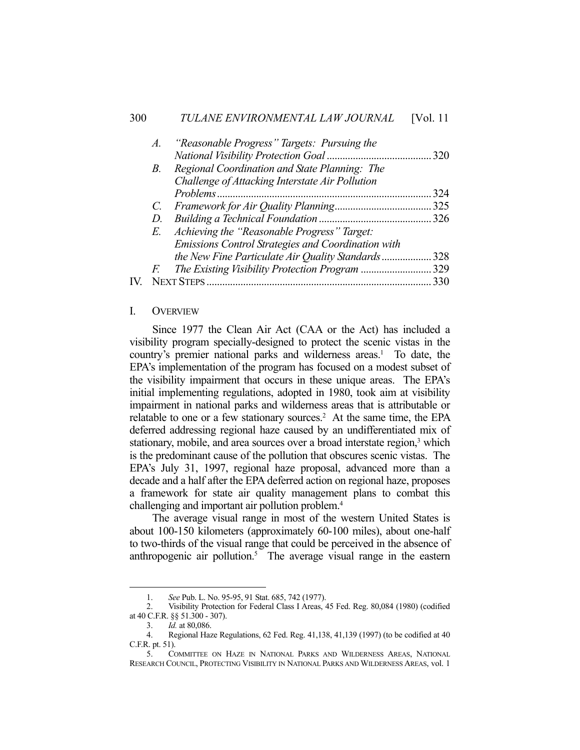A. *"Reasonable Progress" Targets: Pursuing the National Visibility Protection Goal* ........ 320

B. *Regional Coordination and State Planning: The Challenge of Attacking Interstate Air Pollution Problems* ........ 324

C. *Framework for Air Quality Planning* ........ 325

D. *Building a Technical Foundation* ........ 326

E. *Achieving the "Reasonable Progress" Target: Emissions Control Strategies and Coordination with the New Fine Particulate Air Quality Standards* ........ 328

F. *The Existing Visibility Protection Program* ........ 329

IV. NEXT STEPS ........ 330

## I. OVERVIEW

Since 1977 the Clean Air Act (CAA or the Act) has included a visibility program specially-designed to protect the scenic vistas in the country's premier national parks and wilderness areas.[1] To date, the EPA's implementation of the program has focused on a modest subset of the visibility impairment that occurs in these unique areas. The EPA's initial implementing regulations, adopted in 1980, took aim at visibility impairment in national parks and wilderness areas that is attributable or relatable to one or a few stationary sources.[2] At the same time, the EPA deferred addressing regional haze caused by an undifferentiated mix of stationary, mobile, and area sources over a broad interstate region,[3] which is the predominant cause of the pollution that obscures scenic vistas. The EPA's July 31, 1997, regional haze proposal, advanced more than a decade and a half after the EPA deferred action on regional haze, proposes a framework for state air quality management plans to combat this challenging and important air pollution problem.[4]

The average visual range in most of the western United States is about 100-150 kilometers (approximately 60-100 miles), about one-half to two-thirds of the visual range that could be perceived in the absence of anthropogenic air pollution.[5] The average visual range in the eastern

---

1. *See* Pub. L. No. 95-95, 91 Stat. 685, 742 (1977).
2. Visibility Protection for Federal Class I Areas, 45 Fed. Reg. 80,084 (1980) (codified at 40 C.F.R. §§ 51.300 - 307).
3. *Id.* at 80,086.
4. Regional Haze Regulations, 62 Fed. Reg. 41,138, 41,139 (1997) (to be codified at 40 C.F.R. pt. 51).
5. COMMITTEE ON HAZE IN NATIONAL PARKS AND WILDERNESS AREAS, NATIONAL RESEARCH COUNCIL, PROTECTING VISIBILITY IN NATIONAL PARKS AND WILDERNESS AREAS, vol. 1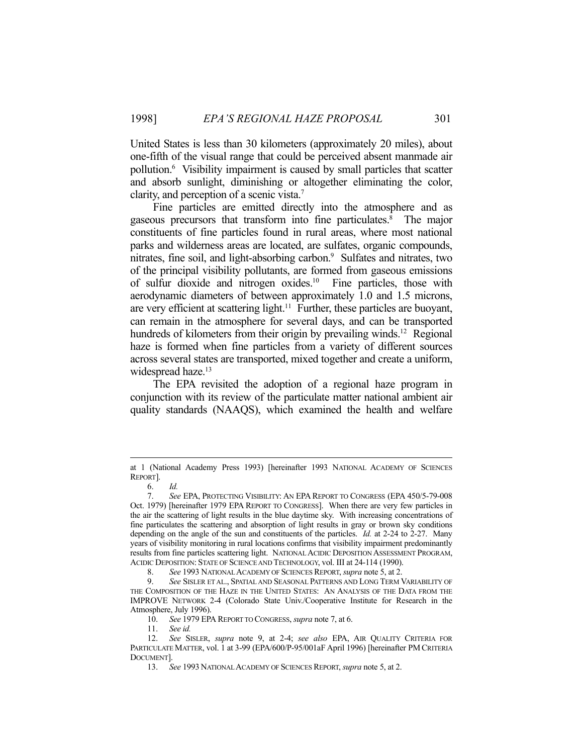United States is less than 30 kilometers (approximately 20 miles), about one-fifth of the visual range that could be perceived absent manmade air pollution.[6] Visibility impairment is caused by small particles that scatter and absorb sunlight, diminishing or altogether eliminating the color, clarity, and perception of a scenic vista.[7]

Fine particles are emitted directly into the atmosphere and as gaseous precursors that transform into fine particulates.[8] The major constituents of fine particles found in rural areas, where most national parks and wilderness areas are located, are sulfates, organic compounds, nitrates, fine soil, and light-absorbing carbon.[9] Sulfates and nitrates, two of the principal visibility pollutants, are formed from gaseous emissions of sulfur dioxide and nitrogen oxides.[10] Fine particles, those with aerodynamic diameters of between approximately 1.0 and 1.5 microns, are very efficient at scattering light.[11] Further, these particles are buoyant, can remain in the atmosphere for several days, and can be transported hundreds of kilometers from their origin by prevailing winds.[12] Regional haze is formed when fine particles from a variety of different sources across several states are transported, mixed together and create a uniform, widespread haze.[13]

The EPA revisited the adoption of a regional haze program in conjunction with its review of the particulate matter national ambient air quality standards (NAAQS), which examined the health and welfare

---

at 1 (National Academy Press 1993) [hereinafter 1993 NATIONAL ACADEMY OF SCIENCES REPORT].

6. *Id.*

7. *See* EPA, PROTECTING VISIBILITY: AN EPA REPORT TO CONGRESS (EPA 450/5-79-008 Oct. 1979) [hereinafter 1979 EPA REPORT TO CONGRESS]. When there are very few particles in the air the scattering of light results in the blue daytime sky. With increasing concentrations of fine particulates the scattering and absorption of light results in gray or brown sky conditions depending on the angle of the sun and constituents of the particles. *Id.* at 2-24 to 2-27. Many years of visibility monitoring in rural locations confirms that visibility impairment predominantly results from fine particles scattering light. NATIONAL ACIDIC DEPOSITION ASSESSMENT PROGRAM, ACIDIC DEPOSITION: STATE OF SCIENCE AND TECHNOLOGY, vol. III at 24-114 (1990).

8. *See* 1993 NATIONAL ACADEMY OF SCIENCES REPORT, *supra* note 5, at 2.

9. *See* SISLER ET AL., SPATIAL AND SEASONAL PATTERNS AND LONG TERM VARIABILITY OF THE COMPOSITION OF THE HAZE IN THE UNITED STATES: AN ANALYSIS OF THE DATA FROM THE IMPROVE NETWORK 2-4 (Colorado State Univ./Cooperative Institute for Research in the Atmosphere, July 1996).

10. *See* 1979 EPA REPORT TO CONGRESS, *supra* note 7, at 6.

11. *See id.*

12. *See* SISLER, *supra* note 9, at 2-4; *see also* EPA, AIR QUALITY CRITERIA FOR PARTICULATE MATTER, vol. 1 at 3-99 (EPA/600/P-95/001aF April 1996) [hereinafter PM CRITERIA DOCUMENT].

13. *See* 1993 NATIONAL ACADEMY OF SCIENCES REPORT, *supra* note 5, at 2.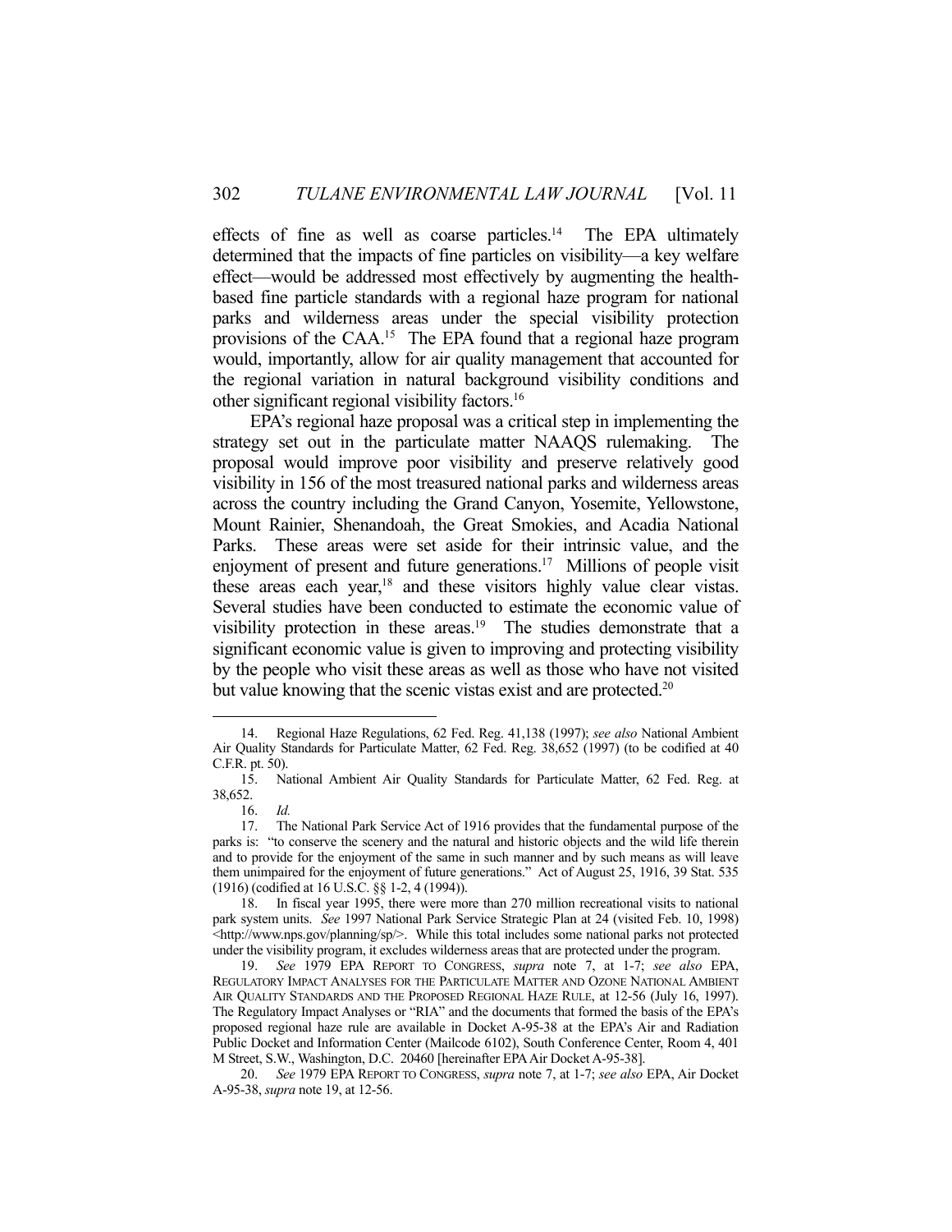effects of fine as well as coarse particles.[14] The EPA ultimately determined that the impacts of fine particles on visibility—a key welfare effect—would be addressed most effectively by augmenting the health-based fine particle standards with a regional haze program for national parks and wilderness areas under the special visibility protection provisions of the CAA.[15] The EPA found that a regional haze program would, importantly, allow for air quality management that accounted for the regional variation in natural background visibility conditions and other significant regional visibility factors.[16]

EPA's regional haze proposal was a critical step in implementing the strategy set out in the particulate matter NAAQS rulemaking. The proposal would improve poor visibility and preserve relatively good visibility in 156 of the most treasured national parks and wilderness areas across the country including the Grand Canyon, Yosemite, Yellowstone, Mount Rainier, Shenandoah, the Great Smokies, and Acadia National Parks. These areas were set aside for their intrinsic value, and the enjoyment of present and future generations.[17] Millions of people visit these areas each year,[18] and these visitors highly value clear vistas. Several studies have been conducted to estimate the economic value of visibility protection in these areas.[19] The studies demonstrate that a significant economic value is given to improving and protecting visibility by the people who visit these areas as well as those who have not visited but value knowing that the scenic vistas exist and are protected.[20]

---

14. Regional Haze Regulations, 62 Fed. Reg. 41,138 (1997); *see also* National Ambient Air Quality Standards for Particulate Matter, 62 Fed. Reg. 38,652 (1997) (to be codified at 40 C.F.R. pt. 50).

15. National Ambient Air Quality Standards for Particulate Matter, 62 Fed. Reg. at 38,652.

16. *Id.*

17. The National Park Service Act of 1916 provides that the fundamental purpose of the parks is: "to conserve the scenery and the natural and historic objects and the wild life therein and to provide for the enjoyment of the same in such manner and by such means as will leave them unimpaired for the enjoyment of future generations." Act of August 25, 1916, 39 Stat. 535 (1916) (codified at 16 U.S.C. §§ 1-2, 4 (1994)).

18. In fiscal year 1995, there were more than 270 million recreational visits to national park system units. *See* 1997 National Park Service Strategic Plan at 24 (visited Feb. 10, 1998) <http://www.nps.gov/planning/sp/>. While this total includes some national parks not protected under the visibility program, it excludes wilderness areas that are protected under the program.

19. *See* 1979 EPA REPORT TO CONGRESS, *supra* note 7, at 1-7; *see also* EPA, REGULATORY IMPACT ANALYSES FOR THE PARTICULATE MATTER AND OZONE NATIONAL AMBIENT AIR QUALITY STANDARDS AND THE PROPOSED REGIONAL HAZE RULE, at 12-56 (July 16, 1997). The Regulatory Impact Analyses or "RIA" and the documents that formed the basis of the EPA's proposed regional haze rule are available in Docket A-95-38 at the EPA's Air and Radiation Public Docket and Information Center (Mailcode 6102), South Conference Center, Room 4, 401 M Street, S.W., Washington, D.C. 20460 [hereinafter EPA Air Docket A-95-38].

20. *See* 1979 EPA REPORT TO CONGRESS, *supra* note 7, at 1-7; *see also* EPA, Air Docket A-95-38, *supra* note 19, at 12-56.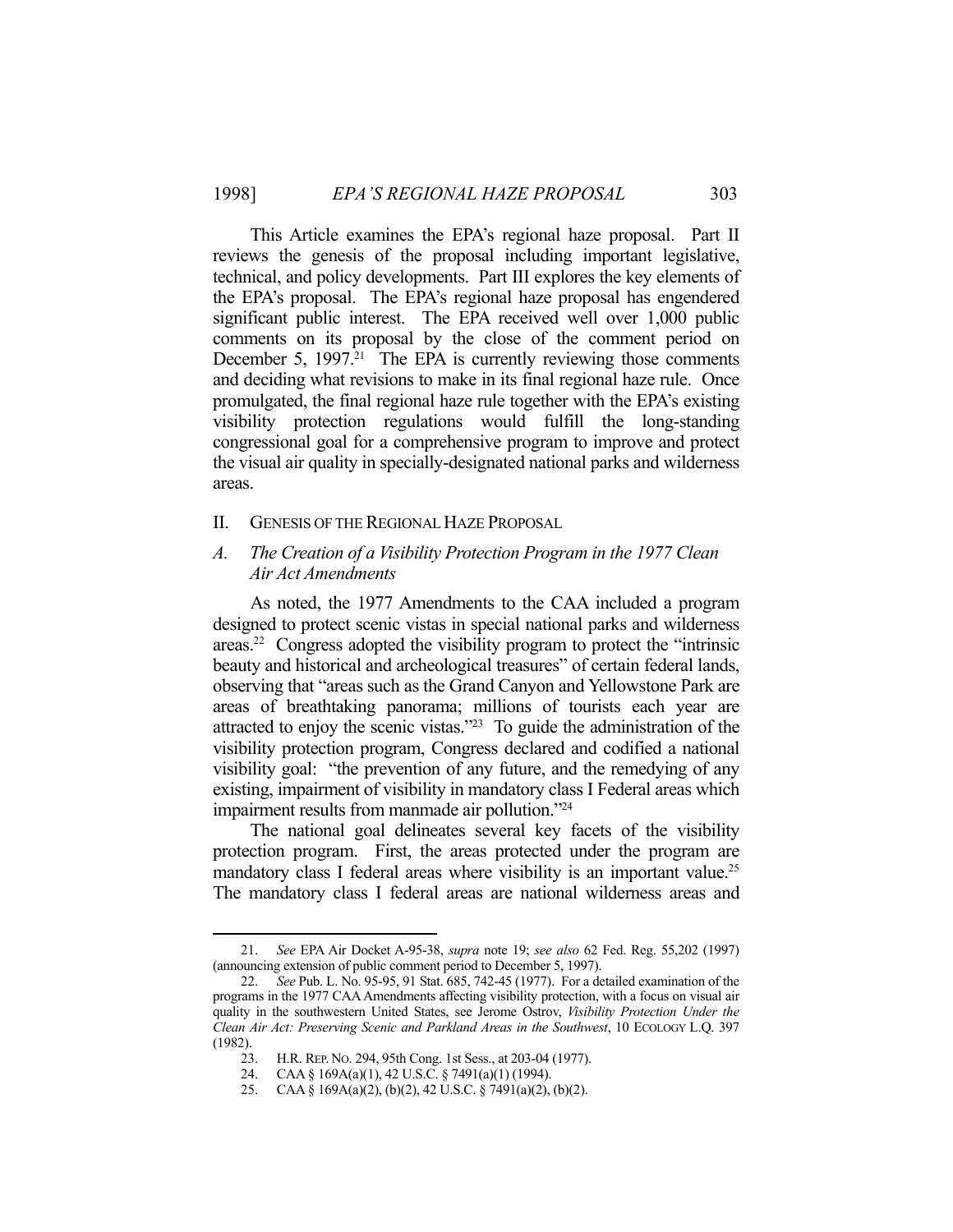This Article examines the EPA's regional haze proposal. Part II reviews the genesis of the proposal including important legislative, technical, and policy developments. Part III explores the key elements of the EPA's proposal. The EPA's regional haze proposal has engendered significant public interest. The EPA received well over 1,000 public comments on its proposal by the close of the comment period on December 5, 1997.[21] The EPA is currently reviewing those comments and deciding what revisions to make in its final regional haze rule. Once promulgated, the final regional haze rule together with the EPA's existing visibility protection regulations would fulfill the long-standing congressional goal for a comprehensive program to improve and protect the visual air quality in specially-designated national parks and wilderness areas.

## II. GENESIS OF THE REGIONAL HAZE PROPOSAL

### A. *The Creation of a Visibility Protection Program in the 1977 Clean Air Act Amendments*

As noted, the 1977 Amendments to the CAA included a program designed to protect scenic vistas in special national parks and wilderness areas.[22] Congress adopted the visibility program to protect the "intrinsic beauty and historical and archeological treasures" of certain federal lands, observing that "areas such as the Grand Canyon and Yellowstone Park are areas of breathtaking panorama; millions of tourists each year are attracted to enjoy the scenic vistas."[23] To guide the administration of the visibility protection program, Congress declared and codified a national visibility goal: "the prevention of any future, and the remedying of any existing, impairment of visibility in mandatory class I Federal areas which impairment results from manmade air pollution."[24]

The national goal delineates several key facets of the visibility protection program. First, the areas protected under the program are mandatory class I federal areas where visibility is an important value.[25] The mandatory class I federal areas are national wilderness areas and

---

21. *See* EPA Air Docket A-95-38, *supra* note 19; *see also* 62 Fed. Reg. 55,202 (1997) (announcing extension of public comment period to December 5, 1997).

22. *See* Pub. L. No. 95-95, 91 Stat. 685, 742-45 (1977). For a detailed examination of the programs in the 1977 CAA Amendments affecting visibility protection, with a focus on visual air quality in the southwestern United States, see Jerome Ostrov, *Visibility Protection Under the Clean Air Act: Preserving Scenic and Parkland Areas in the Southwest*, 10 ECOLOGY L.Q. 397 (1982).

23. H.R. REP. NO. 294, 95th Cong. 1st Sess., at 203-04 (1977).

24. CAA § 169A(a)(1), 42 U.S.C. § 7491(a)(1) (1994).

25. CAA § 169A(a)(2), (b)(2), 42 U.S.C. § 7491(a)(2), (b)(2).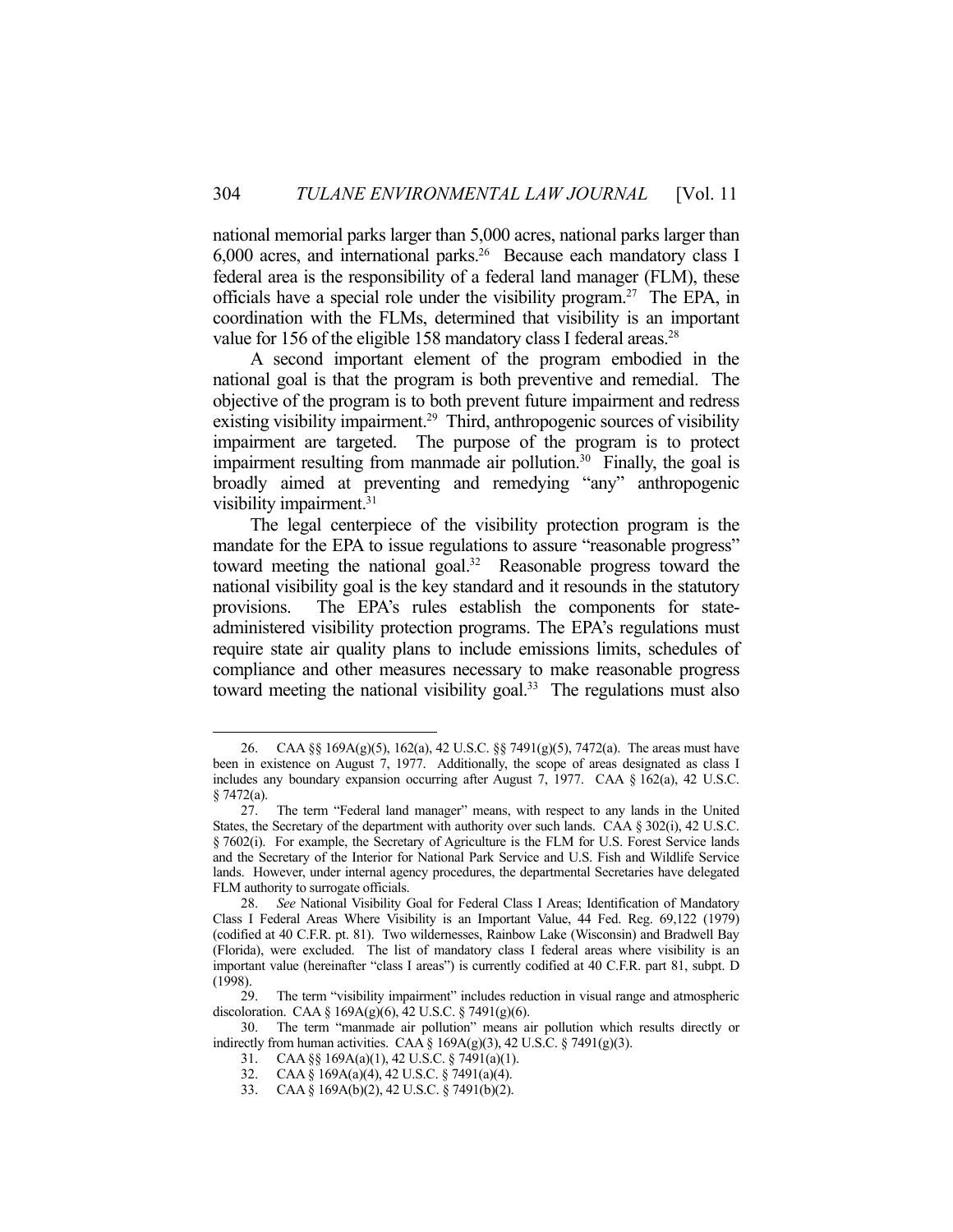national memorial parks larger than 5,000 acres, national parks larger than 6,000 acres, and international parks.[26] Because each mandatory class I federal area is the responsibility of a federal land manager (FLM), these officials have a special role under the visibility program.[27] The EPA, in coordination with the FLMs, determined that visibility is an important value for 156 of the eligible 158 mandatory class I federal areas.[28]

A second important element of the program embodied in the national goal is that the program is both preventive and remedial. The objective of the program is to both prevent future impairment and redress existing visibility impairment.[29] Third, anthropogenic sources of visibility impairment are targeted. The purpose of the program is to protect impairment resulting from manmade air pollution.[30] Finally, the goal is broadly aimed at preventing and remedying "any" anthropogenic visibility impairment.[31]

The legal centerpiece of the visibility protection program is the mandate for the EPA to issue regulations to assure "reasonable progress" toward meeting the national goal.[32] Reasonable progress toward the national visibility goal is the key standard and it resounds in the statutory provisions. The EPA's rules establish the components for state-administered visibility protection programs. The EPA's regulations must require state air quality plans to include emissions limits, schedules of compliance and other measures necessary to make reasonable progress toward meeting the national visibility goal.[33] The regulations must also

---

26. CAA §§ 169A(g)(5), 162(a), 42 U.S.C. §§ 7491(g)(5), 7472(a). The areas must have been in existence on August 7, 1977. Additionally, the scope of areas designated as class I includes any boundary expansion occurring after August 7, 1977. CAA § 162(a), 42 U.S.C. § 7472(a).

27. The term "Federal land manager" means, with respect to any lands in the United States, the Secretary of the department with authority over such lands. CAA § 302(i), 42 U.S.C. § 7602(i). For example, the Secretary of Agriculture is the FLM for U.S. Forest Service lands and the Secretary of the Interior for National Park Service and U.S. Fish and Wildlife Service lands. However, under internal agency procedures, the departmental Secretaries have delegated FLM authority to surrogate officials.

28. *See* National Visibility Goal for Federal Class I Areas; Identification of Mandatory Class I Federal Areas Where Visibility is an Important Value, 44 Fed. Reg. 69,122 (1979) (codified at 40 C.F.R. pt. 81). Two wildernesses, Rainbow Lake (Wisconsin) and Bradwell Bay (Florida), were excluded. The list of mandatory class I federal areas where visibility is an important value (hereinafter "class I areas") is currently codified at 40 C.F.R. part 81, subpt. D (1998).

29. The term "visibility impairment" includes reduction in visual range and atmospheric discoloration. CAA § 169A(g)(6), 42 U.S.C. § 7491(g)(6).

30. The term "manmade air pollution" means air pollution which results directly or indirectly from human activities. CAA § 169A(g)(3), 42 U.S.C. § 7491(g)(3).

31. CAA §§ 169A(a)(1), 42 U.S.C. § 7491(a)(1).

32. CAA § 169A(a)(4), 42 U.S.C. § 7491(a)(4).

33. CAA § 169A(b)(2), 42 U.S.C. § 7491(b)(2).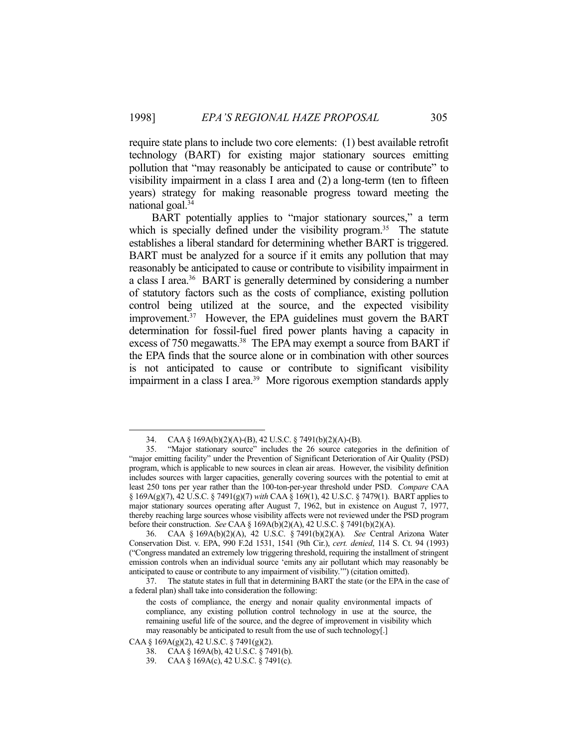require state plans to include two core elements: (1) best available retrofit technology (BART) for existing major stationary sources emitting pollution that "may reasonably be anticipated to cause or contribute" to visibility impairment in a class I area and (2) a long-term (ten to fifteen years) strategy for making reasonable progress toward meeting the national goal.[34]

BART potentially applies to "major stationary sources," a term which is specially defined under the visibility program.[35] The statute establishes a liberal standard for determining whether BART is triggered. BART must be analyzed for a source if it emits any pollution that may reasonably be anticipated to cause or contribute to visibility impairment in a class I area.[36] BART is generally determined by considering a number of statutory factors such as the costs of compliance, existing pollution control being utilized at the source, and the expected visibility improvement.[37] However, the EPA guidelines must govern the BART determination for fossil-fuel fired power plants having a capacity in excess of 750 megawatts.[38] The EPA may exempt a source from BART if the EPA finds that the source alone or in combination with other sources is not anticipated to cause or contribute to significant visibility impairment in a class I area.[39] More rigorous exemption standards apply

---

34. CAA § 169A(b)(2)(A)-(B), 42 U.S.C. § 7491(b)(2)(A)-(B).

35. "Major stationary source" includes the 26 source categories in the definition of "major emitting facility" under the Prevention of Significant Deterioration of Air Quality (PSD) program, which is applicable to new sources in clean air areas. However, the visibility definition includes sources with larger capacities, generally covering sources with the potential to emit at least 250 tons per year rather than the 100-ton-per-year threshold under PSD. *Compare* CAA § 169A(g)(7), 42 U.S.C. § 7491(g)(7) *with* CAA § 169(1), 42 U.S.C. § 7479(1). BART applies to major stationary sources operating after August 7, 1962, but in existence on August 7, 1977, thereby reaching large sources whose visibility affects were not reviewed under the PSD program before their construction. *See* CAA § 169A(b)(2)(A), 42 U.S.C. § 7491(b)(2)(A).

36. CAA § 169A(b)(2)(A), 42 U.S.C. § 7491(b)(2)(A). *See* Central Arizona Water Conservation Dist. v. EPA, 990 F.2d 1531, 1541 (9th Cir.), *cert. denied*, 114 S. Ct. 94 (1993) ("Congress mandated an extremely low triggering threshold, requiring the installment of stringent emission controls when an individual source 'emits any air pollutant which may reasonably be anticipated to cause or contribute to any impairment of visibility.'") (citation omitted).

37. The statute states in full that in determining BART the state (or the EPA in the case of a federal plan) shall take into consideration the following:

> the costs of compliance, the energy and nonair quality environmental impacts of compliance, any existing pollution control technology in use at the source, the remaining useful life of the source, and the degree of improvement in visibility which may reasonably be anticipated to result from the use of such technology[.]

CAA § 169A(g)(2), 42 U.S.C. § 7491(g)(2).

38. CAA § 169A(b), 42 U.S.C. § 7491(b).

39. CAA § 169A(c), 42 U.S.C. § 7491(c).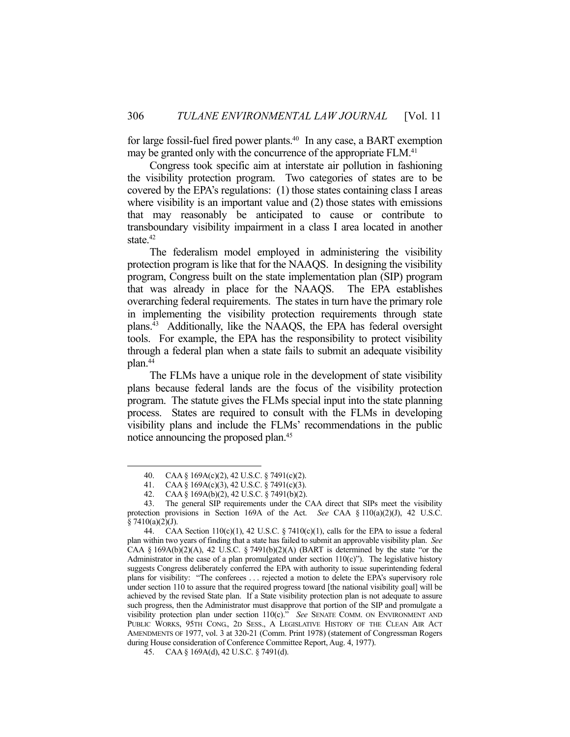for large fossil-fuel fired power plants.[40] In any case, a BART exemption may be granted only with the concurrence of the appropriate FLM.[41]

Congress took specific aim at interstate air pollution in fashioning the visibility protection program. Two categories of states are to be covered by the EPA's regulations: (1) those states containing class I areas where visibility is an important value and (2) those states with emissions that may reasonably be anticipated to cause or contribute to transboundary visibility impairment in a class I area located in another state.[42]

The federalism model employed in administering the visibility protection program is like that for the NAAQS. In designing the visibility program, Congress built on the state implementation plan (SIP) program that was already in place for the NAAQS. The EPA establishes overarching federal requirements. The states in turn have the primary role in implementing the visibility protection requirements through state plans.[43] Additionally, like the NAAQS, the EPA has federal oversight tools. For example, the EPA has the responsibility to protect visibility through a federal plan when a state fails to submit an adequate visibility plan.[44]

The FLMs have a unique role in the development of state visibility plans because federal lands are the focus of the visibility protection program. The statute gives the FLMs special input into the state planning process. States are required to consult with the FLMs in developing visibility plans and include the FLMs' recommendations in the public notice announcing the proposed plan.[45]

---

40. CAA § 169A(c)(2), 42 U.S.C. § 7491(c)(2).

41. CAA § 169A(c)(3), 42 U.S.C. § 7491(c)(3).

42. CAA § 169A(b)(2), 42 U.S.C. § 7491(b)(2).

43. The general SIP requirements under the CAA direct that SIPs meet the visibility protection provisions in Section 169A of the Act. *See* CAA § 110(a)(2)(J), 42 U.S.C. § 7410(a)(2)(J).

44. CAA Section 110(c)(1), 42 U.S.C. § 7410(c)(1), calls for the EPA to issue a federal plan within two years of finding that a state has failed to submit an approvable visibility plan. *See* CAA § 169A(b)(2)(A), 42 U.S.C. § 7491(b)(2)(A) (BART is determined by the state "or the Administrator in the case of a plan promulgated under section 110(c)"). The legislative history suggests Congress deliberately conferred the EPA with authority to issue superintending federal plans for visibility: "The conferees . . . rejected a motion to delete the EPA's supervisory role under section 110 to assure that the required progress toward [the national visibility goal] will be achieved by the revised State plan. If a State visibility protection plan is not adequate to assure such progress, then the Administrator must disapprove that portion of the SIP and promulgate a visibility protection plan under section 110(c)." *See* SENATE COMM. ON ENVIRONMENT AND PUBLIC WORKS, 95TH CONG., 2D SESS., A LEGISLATIVE HISTORY OF THE CLEAN AIR ACT AMENDMENTS OF 1977, vol. 3 at 320-21 (Comm. Print 1978) (statement of Congressman Rogers during House consideration of Conference Committee Report, Aug. 4, 1977).

45. CAA § 169A(d), 42 U.S.C. § 7491(d).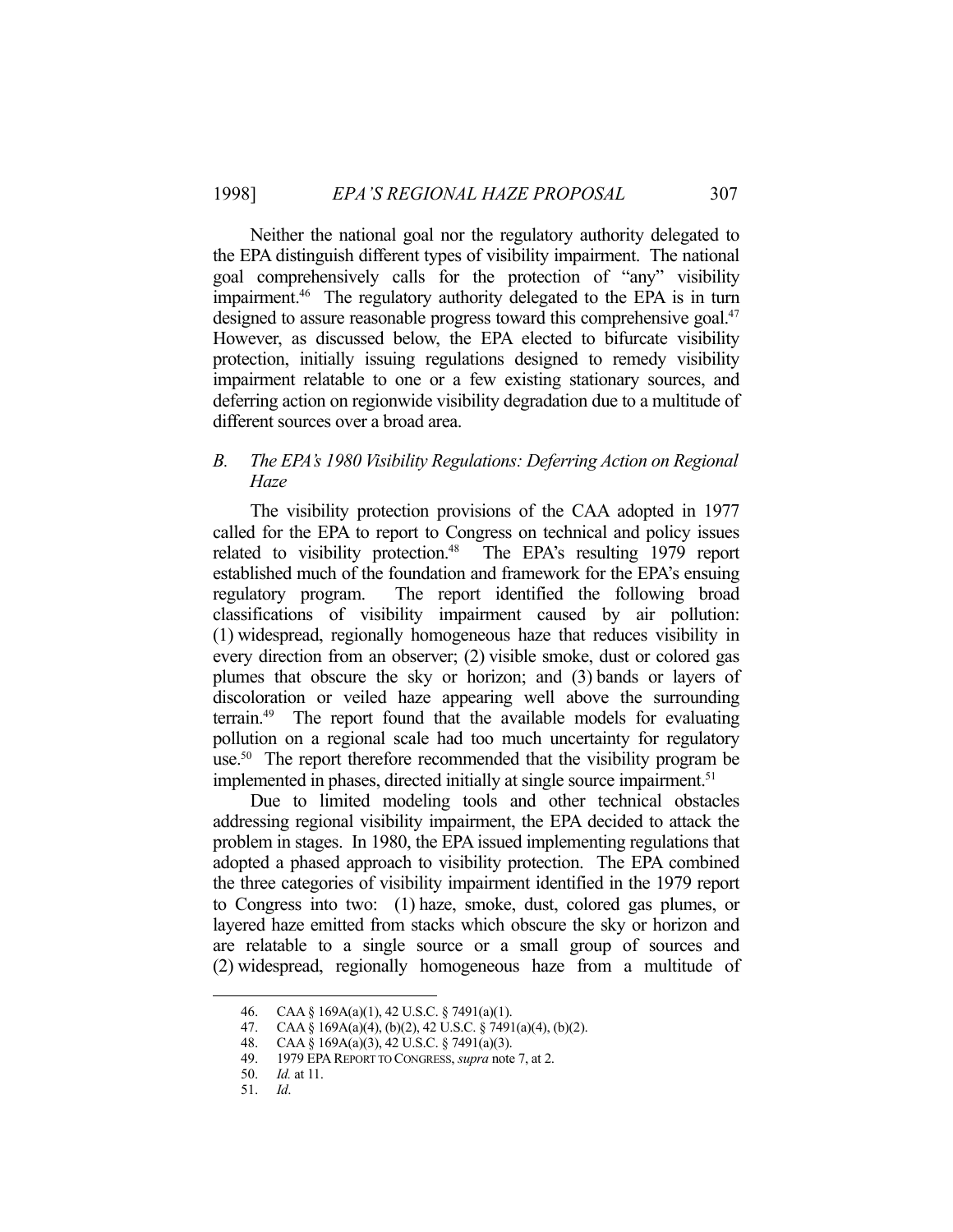Neither the national goal nor the regulatory authority delegated to the EPA distinguish different types of visibility impairment. The national goal comprehensively calls for the protection of "any" visibility impairment.[46] The regulatory authority delegated to the EPA is in turn designed to assure reasonable progress toward this comprehensive goal.[47] However, as discussed below, the EPA elected to bifurcate visibility protection, initially issuing regulations designed to remedy visibility impairment relatable to one or a few existing stationary sources, and deferring action on regionwide visibility degradation due to a multitude of different sources over a broad area.

### *B. The EPA's 1980 Visibility Regulations: Deferring Action on Regional Haze*

The visibility protection provisions of the CAA adopted in 1977 called for the EPA to report to Congress on technical and policy issues related to visibility protection.[48] The EPA's resulting 1979 report established much of the foundation and framework for the EPA's ensuing regulatory program. The report identified the following broad classifications of visibility impairment caused by air pollution: (1) widespread, regionally homogeneous haze that reduces visibility in every direction from an observer; (2) visible smoke, dust or colored gas plumes that obscure the sky or horizon; and (3) bands or layers of discoloration or veiled haze appearing well above the surrounding terrain.[49] The report found that the available models for evaluating pollution on a regional scale had too much uncertainty for regulatory use.[50] The report therefore recommended that the visibility program be implemented in phases, directed initially at single source impairment.[51]

Due to limited modeling tools and other technical obstacles addressing regional visibility impairment, the EPA decided to attack the problem in stages. In 1980, the EPA issued implementing regulations that adopted a phased approach to visibility protection. The EPA combined the three categories of visibility impairment identified in the 1979 report to Congress into two: (1) haze, smoke, dust, colored gas plumes, or layered haze emitted from stacks which obscure the sky or horizon and are relatable to a single source or a small group of sources and (2) widespread, regionally homogeneous haze from a multitude of

---

46. CAA § 169A(a)(1), 42 U.S.C. § 7491(a)(1).

47. CAA § 169A(a)(4), (b)(2), 42 U.S.C. § 7491(a)(4), (b)(2).

48. CAA § 169A(a)(3), 42 U.S.C. § 7491(a)(3).

49. 1979 EPA REPORT TO CONGRESS, *supra* note 7, at 2.

50. *Id.* at 11.

51. *Id*.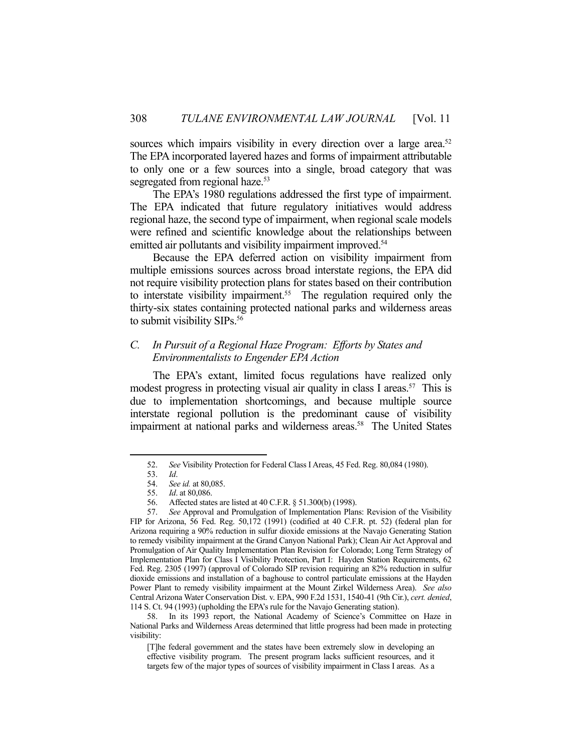sources which impairs visibility in every direction over a large area.[52] The EPA incorporated layered hazes and forms of impairment attributable to only one or a few sources into a single, broad category that was segregated from regional haze.[53]

The EPA's 1980 regulations addressed the first type of impairment. The EPA indicated that future regulatory initiatives would address regional haze, the second type of impairment, when regional scale models were refined and scientific knowledge about the relationships between emitted air pollutants and visibility impairment improved.[54]

Because the EPA deferred action on visibility impairment from multiple emissions sources across broad interstate regions, the EPA did not require visibility protection plans for states based on their contribution to interstate visibility impairment.[55] The regulation required only the thirty-six states containing protected national parks and wilderness areas to submit visibility SIPs.[56]

### *C. In Pursuit of a Regional Haze Program: Efforts by States and Environmentalists to Engender EPA Action*

The EPA's extant, limited focus regulations have realized only modest progress in protecting visual air quality in class I areas.[57] This is due to implementation shortcomings, and because multiple source interstate regional pollution is the predominant cause of visibility impairment at national parks and wilderness areas.[58] The United States

---

52. *See* Visibility Protection for Federal Class I Areas, 45 Fed. Reg. 80,084 (1980).

53. *Id*.

54. *See id.* at 80,085.

55. *Id*. at 80,086.

56. Affected states are listed at 40 C.F.R. § 51.300(b) (1998).

57. *See* Approval and Promulgation of Implementation Plans: Revision of the Visibility FIP for Arizona, 56 Fed. Reg. 50,172 (1991) (codified at 40 C.F.R. pt. 52) (federal plan for Arizona requiring a 90% reduction in sulfur dioxide emissions at the Navajo Generating Station to remedy visibility impairment at the Grand Canyon National Park); Clean Air Act Approval and Promulgation of Air Quality Implementation Plan Revision for Colorado; Long Term Strategy of Implementation Plan for Class I Visibility Protection, Part I: Hayden Station Requirements, 62 Fed. Reg. 2305 (1997) (approval of Colorado SIP revision requiring an 82% reduction in sulfur dioxide emissions and installation of a baghouse to control particulate emissions at the Hayden Power Plant to remedy visibility impairment at the Mount Zirkel Wilderness Area). *See also* Central Arizona Water Conservation Dist. v. EPA, 990 F.2d 1531, 1540-41 (9th Cir.), *cert. denied*, 114 S. Ct. 94 (1993) (upholding the EPA's rule for the Navajo Generating station).

58. In its 1993 report, the National Academy of Science's Committee on Haze in National Parks and Wilderness Areas determined that little progress had been made in protecting visibility:

> [T]he federal government and the states have been extremely slow in developing an effective visibility program. The present program lacks sufficient resources, and it targets few of the major types of sources of visibility impairment in Class I areas. As a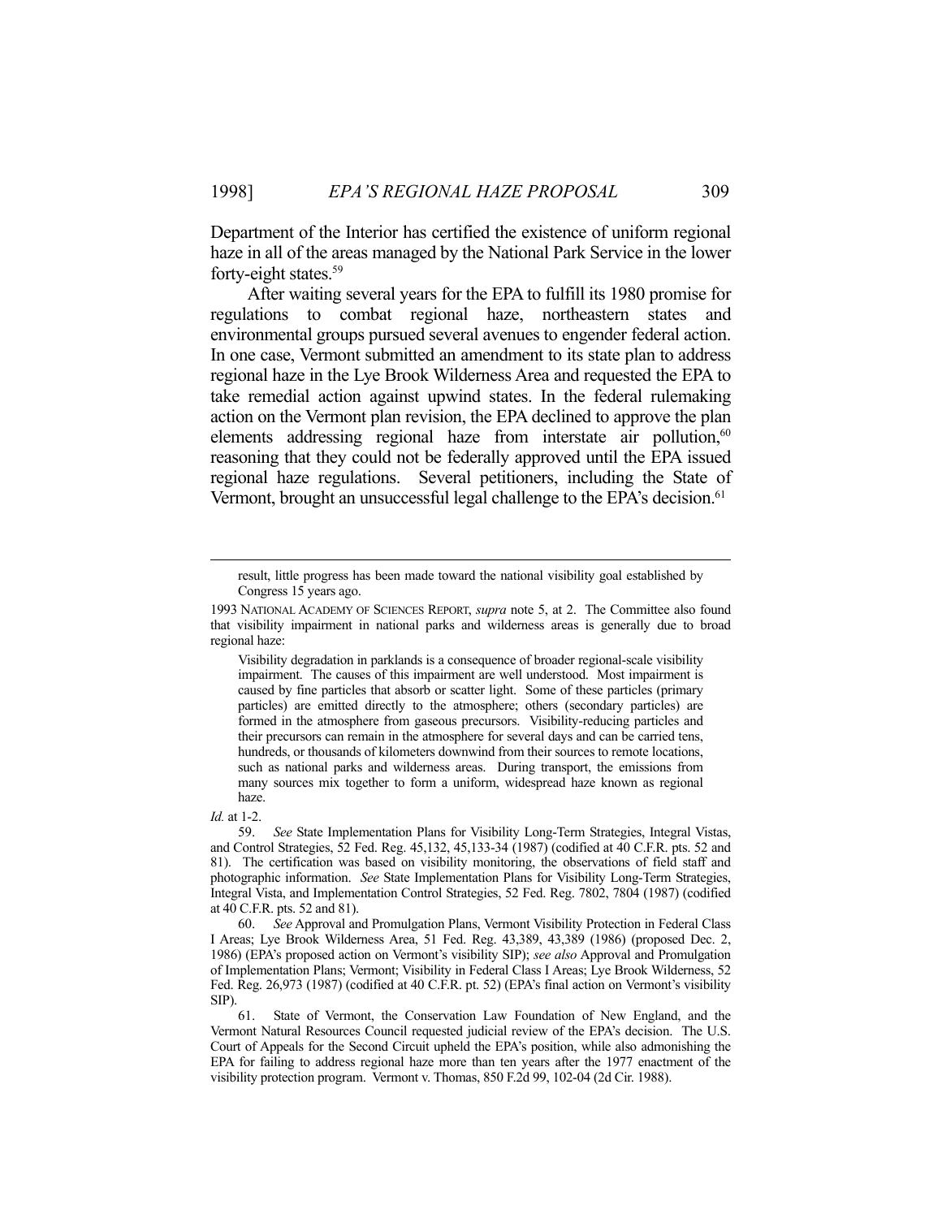Department of the Interior has certified the existence of uniform regional haze in all of the areas managed by the National Park Service in the lower forty-eight states.[59]

After waiting several years for the EPA to fulfill its 1980 promise for regulations to combat regional haze, northeastern states and environmental groups pursued several avenues to engender federal action. In one case, Vermont submitted an amendment to its state plan to address regional haze in the Lye Brook Wilderness Area and requested the EPA to take remedial action against upwind states. In the federal rulemaking action on the Vermont plan revision, the EPA declined to approve the plan elements addressing regional haze from interstate air pollution,[60] reasoning that they could not be federally approved until the EPA issued regional haze regulations. Several petitioners, including the State of Vermont, brought an unsuccessful legal challenge to the EPA's decision.[61]

---

> result, little progress has been made toward the national visibility goal established by Congress 15 years ago.

1993 NATIONAL ACADEMY OF SCIENCES REPORT, *supra* note 5, at 2. The Committee also found that visibility impairment in national parks and wilderness areas is generally due to broad regional haze:

> Visibility degradation in parklands is a consequence of broader regional-scale visibility impairment. The causes of this impairment are well understood. Most impairment is caused by fine particles that absorb or scatter light. Some of these particles (primary particles) are emitted directly to the atmosphere; others (secondary particles) are formed in the atmosphere from gaseous precursors. Visibility-reducing particles and their precursors can remain in the atmosphere for several days and can be carried tens, hundreds, or thousands of kilometers downwind from their sources to remote locations, such as national parks and wilderness areas. During transport, the emissions from many sources mix together to form a uniform, widespread haze known as regional haze.

*Id.* at 1-2.

59. *See* State Implementation Plans for Visibility Long-Term Strategies, Integral Vistas, and Control Strategies, 52 Fed. Reg. 45,132, 45,133-34 (1987) (codified at 40 C.F.R. pts. 52 and 81). The certification was based on visibility monitoring, the observations of field staff and photographic information. *See* State Implementation Plans for Visibility Long-Term Strategies, Integral Vista, and Implementation Control Strategies, 52 Fed. Reg. 7802, 7804 (1987) (codified at 40 C.F.R. pts. 52 and 81).

60. *See* Approval and Promulgation Plans, Vermont Visibility Protection in Federal Class I Areas; Lye Brook Wilderness Area, 51 Fed. Reg. 43,389, 43,389 (1986) (proposed Dec. 2, 1986) (EPA's proposed action on Vermont's visibility SIP); *see also* Approval and Promulgation of Implementation Plans; Vermont; Visibility in Federal Class I Areas; Lye Brook Wilderness, 52 Fed. Reg. 26,973 (1987) (codified at 40 C.F.R. pt. 52) (EPA's final action on Vermont's visibility SIP).

61. State of Vermont, the Conservation Law Foundation of New England, and the Vermont Natural Resources Council requested judicial review of the EPA's decision. The U.S. Court of Appeals for the Second Circuit upheld the EPA's position, while also admonishing the EPA for failing to address regional haze more than ten years after the 1977 enactment of the visibility protection program. Vermont v. Thomas, 850 F.2d 99, 102-04 (2d Cir. 1988).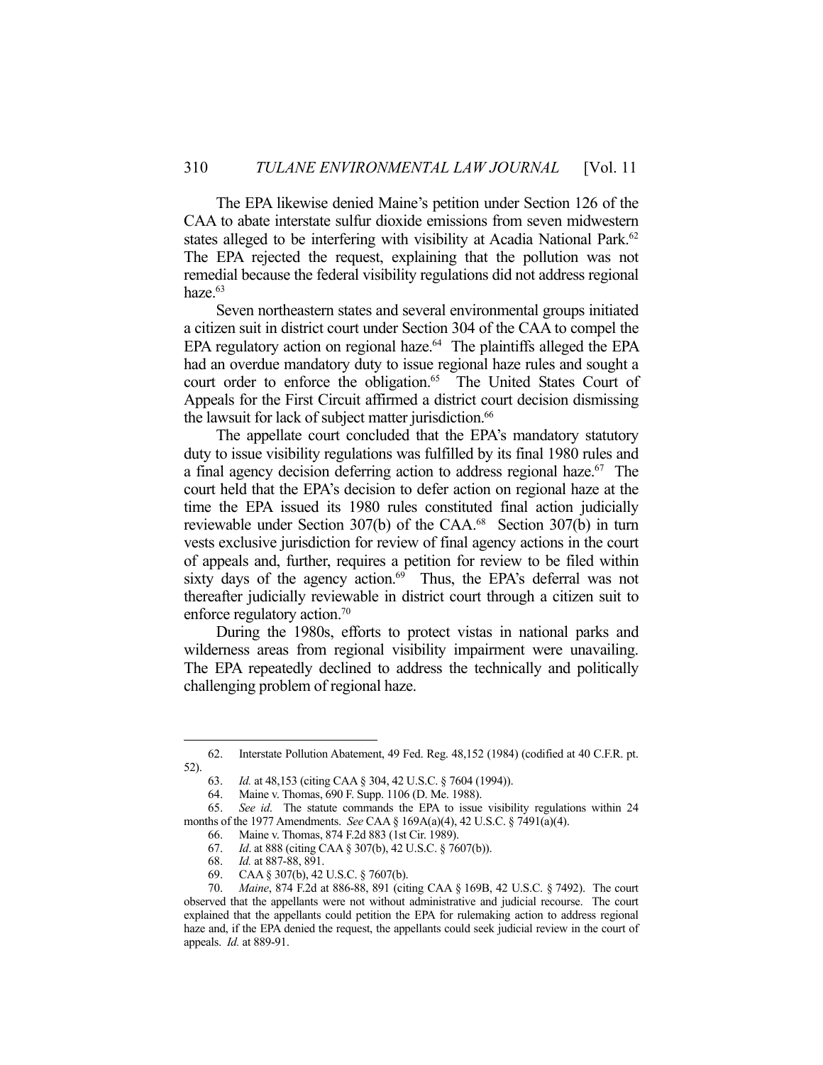The EPA likewise denied Maine's petition under Section 126 of the CAA to abate interstate sulfur dioxide emissions from seven midwestern states alleged to be interfering with visibility at Acadia National Park.[62] The EPA rejected the request, explaining that the pollution was not remedial because the federal visibility regulations did not address regional haze.[63]

Seven northeastern states and several environmental groups initiated a citizen suit in district court under Section 304 of the CAA to compel the EPA regulatory action on regional haze.[64] The plaintiffs alleged the EPA had an overdue mandatory duty to issue regional haze rules and sought a court order to enforce the obligation.[65] The United States Court of Appeals for the First Circuit affirmed a district court decision dismissing the lawsuit for lack of subject matter jurisdiction.[66]

The appellate court concluded that the EPA's mandatory statutory duty to issue visibility regulations was fulfilled by its final 1980 rules and a final agency decision deferring action to address regional haze.[67] The court held that the EPA's decision to defer action on regional haze at the time the EPA issued its 1980 rules constituted final action judicially reviewable under Section 307(b) of the CAA.[68] Section 307(b) in turn vests exclusive jurisdiction for review of final agency actions in the court of appeals and, further, requires a petition for review to be filed within sixty days of the agency action.[69] Thus, the EPA's deferral was not thereafter judicially reviewable in district court through a citizen suit to enforce regulatory action.[70]

During the 1980s, efforts to protect vistas in national parks and wilderness areas from regional visibility impairment were unavailing. The EPA repeatedly declined to address the technically and politically challenging problem of regional haze.

---

62. Interstate Pollution Abatement, 49 Fed. Reg. 48,152 (1984) (codified at 40 C.F.R. pt. 52).

63. *Id.* at 48,153 (citing CAA § 304, 42 U.S.C. § 7604 (1994)).

64. Maine v. Thomas, 690 F. Supp. 1106 (D. Me. 1988).

65. *See id.* The statute commands the EPA to issue visibility regulations within 24 months of the 1977 Amendments. *See* CAA § 169A(a)(4), 42 U.S.C. § 7491(a)(4).

66. Maine v. Thomas, 874 F.2d 883 (1st Cir. 1989).

67. *Id.* at 888 (citing CAA § 307(b), 42 U.S.C. § 7607(b)).

68. *Id.* at 887-88, 891.

69. CAA § 307(b), 42 U.S.C. § 7607(b).

70. *Maine*, 874 F.2d at 886-88, 891 (citing CAA § 169B, 42 U.S.C. § 7492). The court observed that the appellants were not without administrative and judicial recourse. The court explained that the appellants could petition the EPA for rulemaking action to address regional haze and, if the EPA denied the request, the appellants could seek judicial review in the court of appeals. *Id.* at 889-91.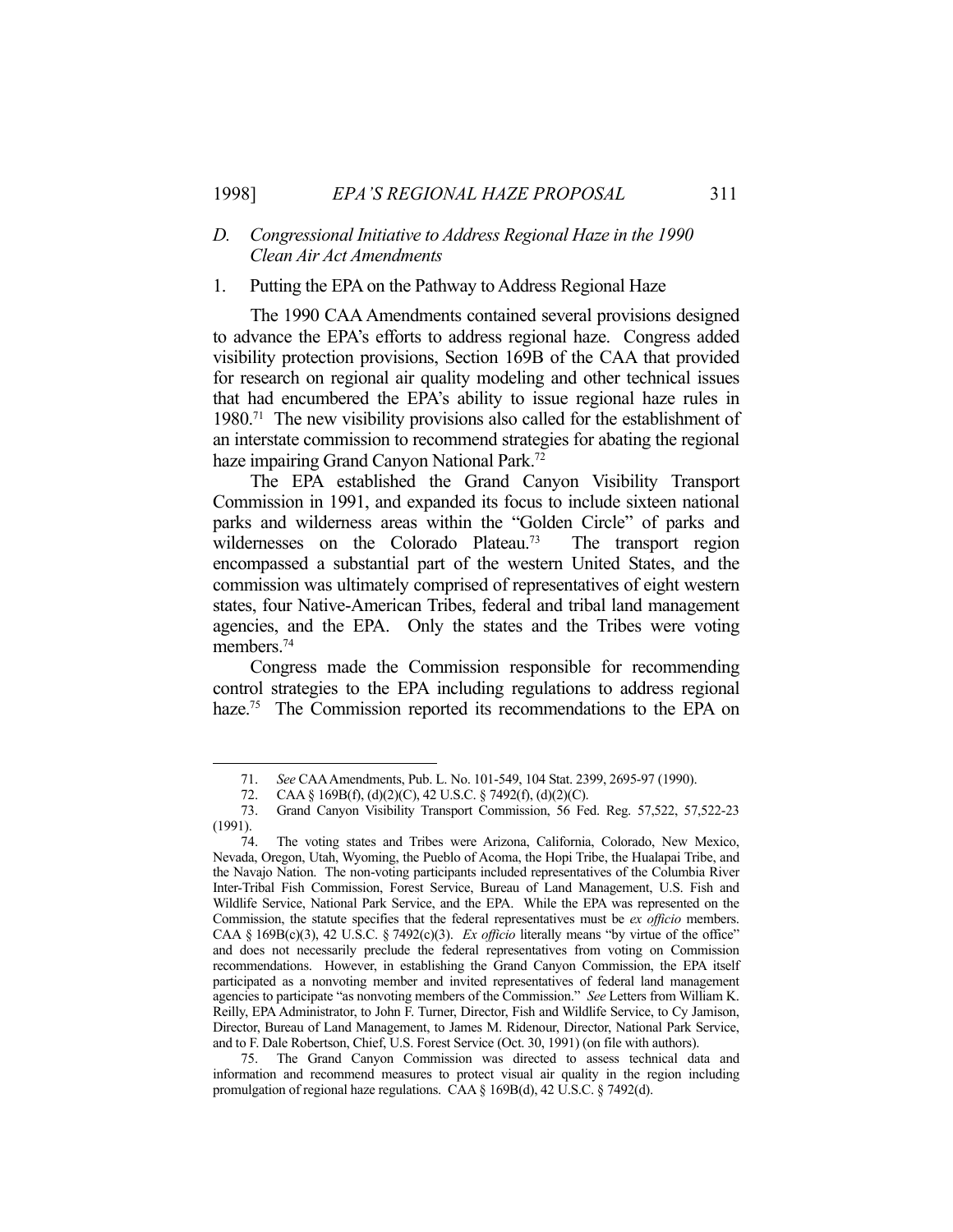### *D. Congressional Initiative to Address Regional Haze in the 1990 Clean Air Act Amendments*

#### 1. Putting the EPA on the Pathway to Address Regional Haze

The 1990 CAA Amendments contained several provisions designed to advance the EPA's efforts to address regional haze. Congress added visibility protection provisions, Section 169B of the CAA that provided for research on regional air quality modeling and other technical issues that had encumbered the EPA's ability to issue regional haze rules in 1980.[71] The new visibility provisions also called for the establishment of an interstate commission to recommend strategies for abating the regional haze impairing Grand Canyon National Park.[72]

The EPA established the Grand Canyon Visibility Transport Commission in 1991, and expanded its focus to include sixteen national parks and wilderness areas within the "Golden Circle" of parks and wildernesses on the Colorado Plateau.[73] The transport region encompassed a substantial part of the western United States, and the commission was ultimately comprised of representatives of eight western states, four Native-American Tribes, federal and tribal land management agencies, and the EPA. Only the states and the Tribes were voting members.[74]

Congress made the Commission responsible for recommending control strategies to the EPA including regulations to address regional haze.[75] The Commission reported its recommendations to the EPA on

---

71. *See* CAA Amendments, Pub. L. No. 101-549, 104 Stat. 2399, 2695-97 (1990).

72. CAA § 169B(f), (d)(2)(C), 42 U.S.C. § 7492(f), (d)(2)(C).

73. Grand Canyon Visibility Transport Commission, 56 Fed. Reg. 57,522, 57,522-23 (1991).

74. The voting states and Tribes were Arizona, California, Colorado, New Mexico, Nevada, Oregon, Utah, Wyoming, the Pueblo of Acoma, the Hopi Tribe, the Hualapai Tribe, and the Navajo Nation. The non-voting participants included representatives of the Columbia River Inter-Tribal Fish Commission, Forest Service, Bureau of Land Management, U.S. Fish and Wildlife Service, National Park Service, and the EPA. While the EPA was represented on the Commission, the statute specifies that the federal representatives must be *ex officio* members. CAA § 169B(c)(3), 42 U.S.C. § 7492(c)(3). *Ex officio* literally means "by virtue of the office" and does not necessarily preclude the federal representatives from voting on Commission recommendations. However, in establishing the Grand Canyon Commission, the EPA itself participated as a nonvoting member and invited representatives of federal land management agencies to participate "as nonvoting members of the Commission." *See* Letters from William K. Reilly, EPA Administrator, to John F. Turner, Director, Fish and Wildlife Service, to Cy Jamison, Director, Bureau of Land Management, to James M. Ridenour, Director, National Park Service, and to F. Dale Robertson, Chief, U.S. Forest Service (Oct. 30, 1991) (on file with authors).

75. The Grand Canyon Commission was directed to assess technical data and information and recommend measures to protect visual air quality in the region including promulgation of regional haze regulations. CAA § 169B(d), 42 U.S.C. § 7492(d).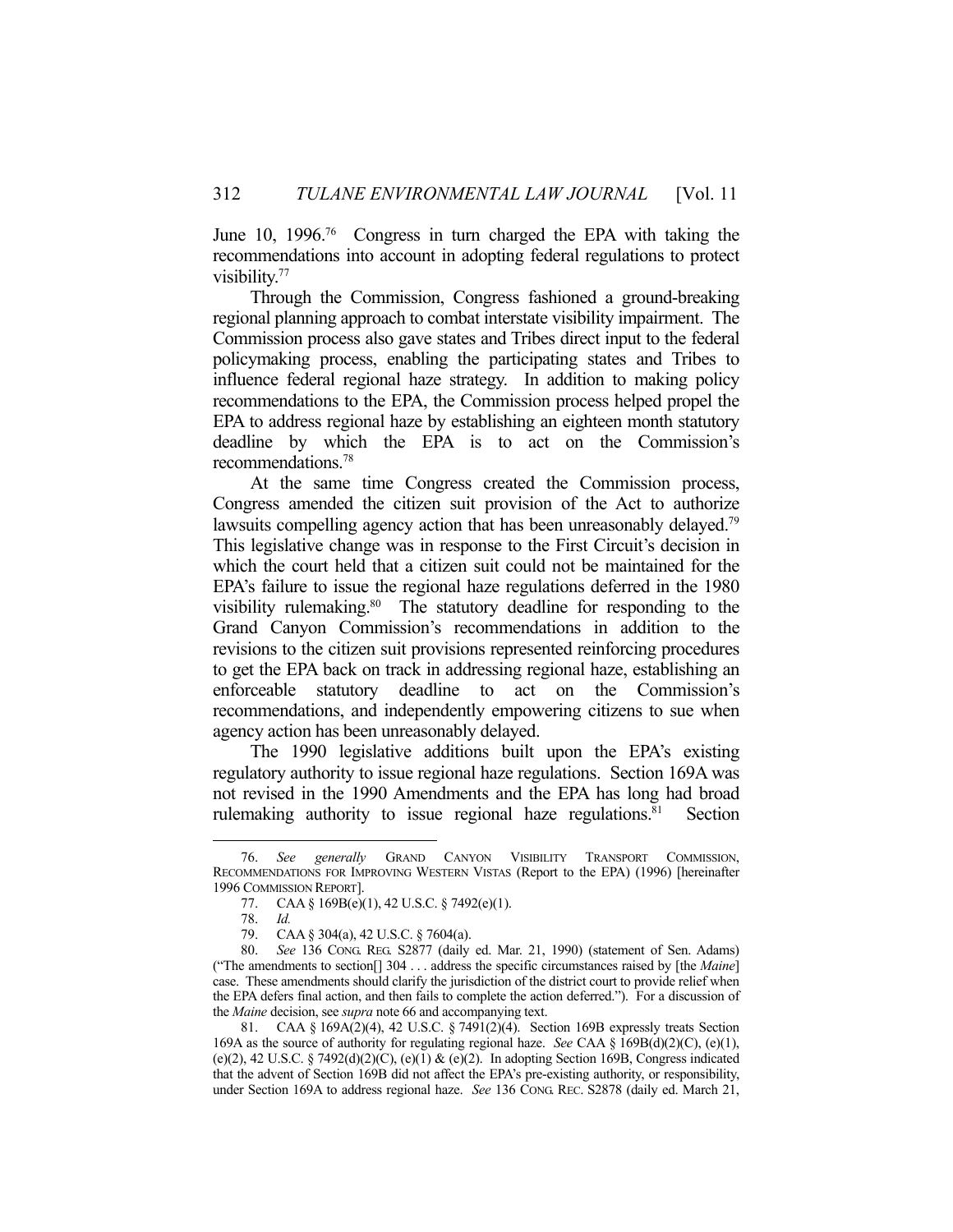June 10, 1996.[76] Congress in turn charged the EPA with taking the recommendations into account in adopting federal regulations to protect visibility.[77]

Through the Commission, Congress fashioned a ground-breaking regional planning approach to combat interstate visibility impairment. The Commission process also gave states and Tribes direct input to the federal policymaking process, enabling the participating states and Tribes to influence federal regional haze strategy. In addition to making policy recommendations to the EPA, the Commission process helped propel the EPA to address regional haze by establishing an eighteen month statutory deadline by which the EPA is to act on the Commission's recommendations.[78]

At the same time Congress created the Commission process, Congress amended the citizen suit provision of the Act to authorize lawsuits compelling agency action that has been unreasonably delayed.[79] This legislative change was in response to the First Circuit's decision in which the court held that a citizen suit could not be maintained for the EPA's failure to issue the regional haze regulations deferred in the 1980 visibility rulemaking.[80] The statutory deadline for responding to the Grand Canyon Commission's recommendations in addition to the revisions to the citizen suit provisions represented reinforcing procedures to get the EPA back on track in addressing regional haze, establishing an enforceable statutory deadline to act on the Commission's recommendations, and independently empowering citizens to sue when agency action has been unreasonably delayed.

The 1990 legislative additions built upon the EPA's existing regulatory authority to issue regional haze regulations. Section 169A was not revised in the 1990 Amendments and the EPA has long had broad rulemaking authority to issue regional haze regulations.[81] Section

---

76. *See generally* GRAND CANYON VISIBILITY TRANSPORT COMMISSION, RECOMMENDATIONS FOR IMPROVING WESTERN VISTAS (Report to the EPA) (1996) [hereinafter 1996 COMMISSION REPORT].

77. CAA § 169B(e)(1), 42 U.S.C. § 7492(e)(1).

78. *Id.*

79. CAA § 304(a), 42 U.S.C. § 7604(a).

80. *See* 136 CONG. REG. S2877 (daily ed. Mar. 21, 1990) (statement of Sen. Adams) ("The amendments to section[] 304 . . . address the specific circumstances raised by [the *Maine*] case. These amendments should clarify the jurisdiction of the district court to provide relief when the EPA defers final action, and then fails to complete the action deferred."). For a discussion of the *Maine* decision, see *supra* note 66 and accompanying text.

81. CAA § 169A(2)(4), 42 U.S.C. § 7491(2)(4). Section 169B expressly treats Section 169A as the source of authority for regulating regional haze. *See* CAA § 169B(d)(2)(C), (e)(1), (e)(2), 42 U.S.C. § 7492(d)(2)(C), (e)(1) & (e)(2). In adopting Section 169B, Congress indicated that the advent of Section 169B did not affect the EPA's pre-existing authority, or responsibility, under Section 169A to address regional haze. *See* 136 CONG. REC. S2878 (daily ed. March 21,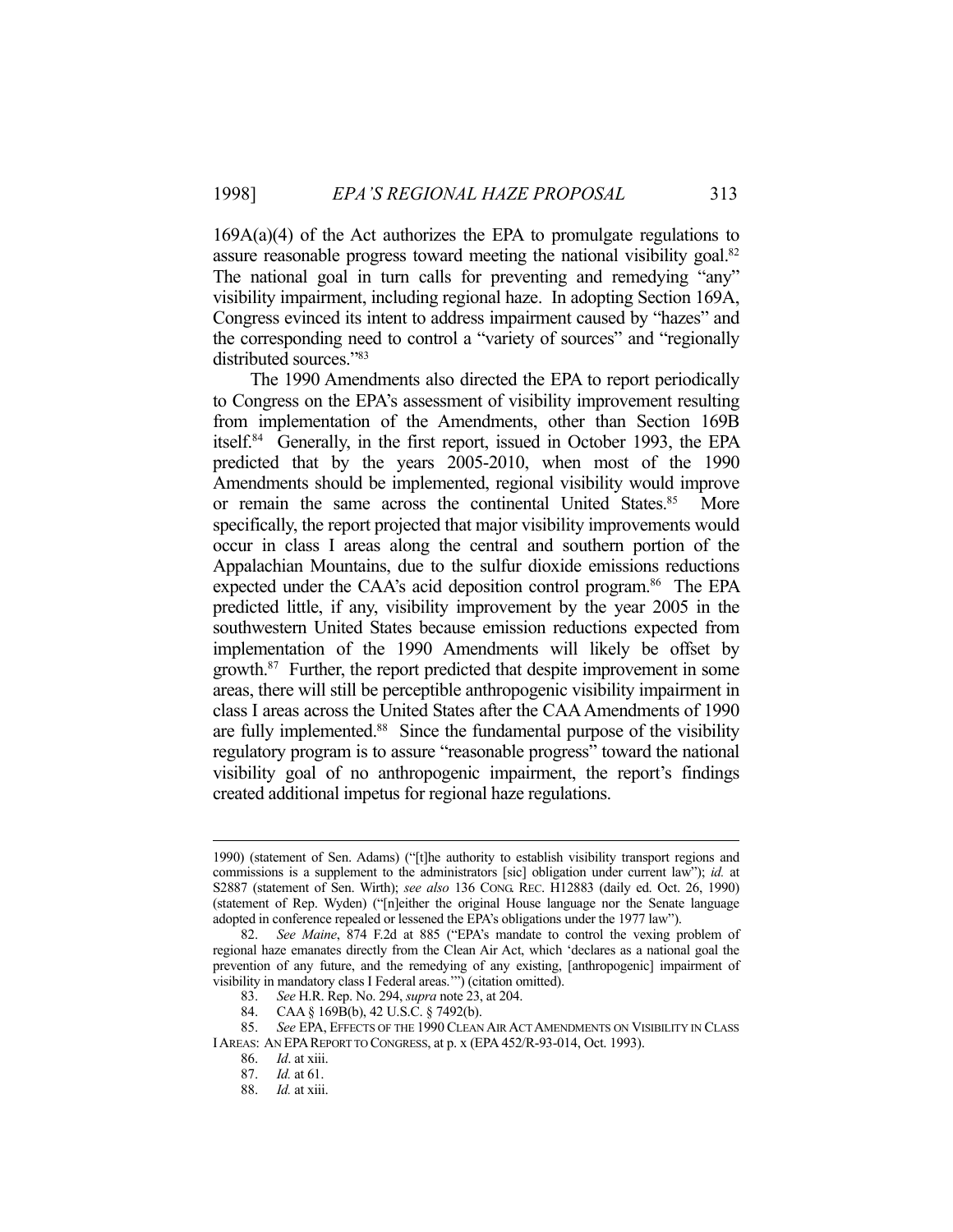169A(a)(4) of the Act authorizes the EPA to promulgate regulations to assure reasonable progress toward meeting the national visibility goal.[82] The national goal in turn calls for preventing and remedying "any" visibility impairment, including regional haze. In adopting Section 169A, Congress evinced its intent to address impairment caused by "hazes" and the corresponding need to control a "variety of sources" and "regionally distributed sources."[83]

The 1990 Amendments also directed the EPA to report periodically to Congress on the EPA's assessment of visibility improvement resulting from implementation of the Amendments, other than Section 169B itself.[84] Generally, in the first report, issued in October 1993, the EPA predicted that by the years 2005-2010, when most of the 1990 Amendments should be implemented, regional visibility would improve or remain the same across the continental United States.[85] More specifically, the report projected that major visibility improvements would occur in class I areas along the central and southern portion of the Appalachian Mountains, due to the sulfur dioxide emissions reductions expected under the CAA's acid deposition control program.[86] The EPA predicted little, if any, visibility improvement by the year 2005 in the southwestern United States because emission reductions expected from implementation of the 1990 Amendments will likely be offset by growth.[87] Further, the report predicted that despite improvement in some areas, there will still be perceptible anthropogenic visibility impairment in class I areas across the United States after the CAA Amendments of 1990 are fully implemented.[88] Since the fundamental purpose of the visibility regulatory program is to assure "reasonable progress" toward the national visibility goal of no anthropogenic impairment, the report's findings created additional impetus for regional haze regulations.

---

1990) (statement of Sen. Adams) ("[t]he authority to establish visibility transport regions and commissions is a supplement to the administrators [sic] obligation under current law"); *id.* at S2887 (statement of Sen. Wirth); *see also* 136 CONG. REC. H12883 (daily ed. Oct. 26, 1990) (statement of Rep. Wyden) ("[n]either the original House language nor the Senate language adopted in conference repealed or lessened the EPA's obligations under the 1977 law").

82. *See Maine*, 874 F.2d at 885 ("EPA's mandate to control the vexing problem of regional haze emanates directly from the Clean Air Act, which 'declares as a national goal the prevention of any future, and the remedying of any existing, [anthropogenic] impairment of visibility in mandatory class I Federal areas.'") (citation omitted).

83. *See* H.R. Rep. No. 294, *supra* note 23, at 204.

84. CAA § 169B(b), 42 U.S.C. § 7492(b).

85. *See* EPA, EFFECTS OF THE 1990 CLEAN AIR ACT AMENDMENTS ON VISIBILITY IN CLASS I AREAS: AN EPA REPORT TO CONGRESS, at p. x (EPA 452/R-93-014, Oct. 1993).

86. *Id*. at xiii.

87. *Id.* at 61.

88. *Id.* at xiii.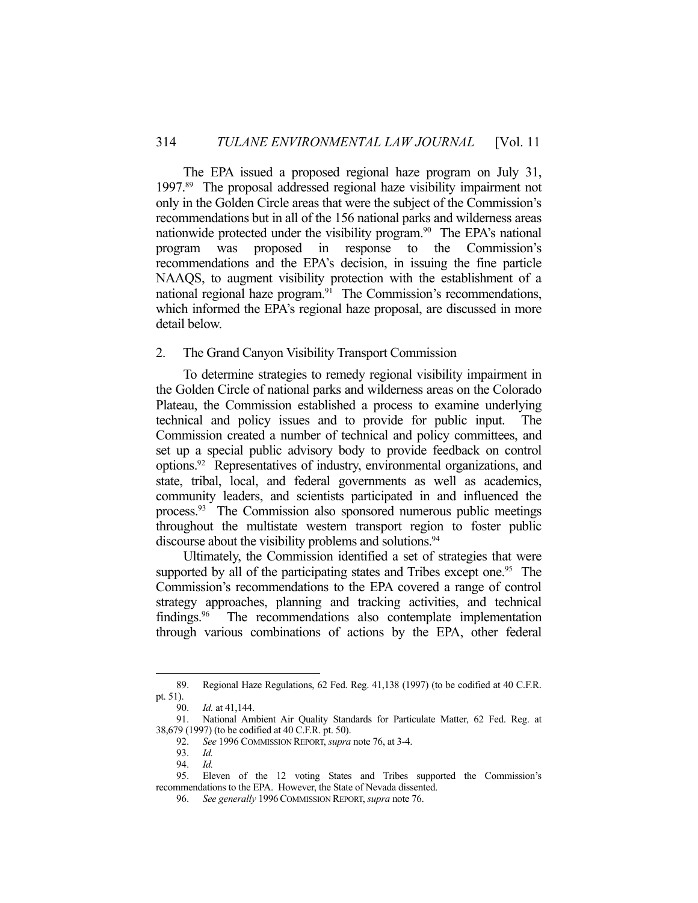The EPA issued a proposed regional haze program on July 31, 1997.[89] The proposal addressed regional haze visibility impairment not only in the Golden Circle areas that were the subject of the Commission's recommendations but in all of the 156 national parks and wilderness areas nationwide protected under the visibility program.[90] The EPA's national program was proposed in response to the Commission's recommendations and the EPA's decision, in issuing the fine particle NAAQS, to augment visibility protection with the establishment of a national regional haze program.[91] The Commission's recommendations, which informed the EPA's regional haze proposal, are discussed in more detail below.

### 2. The Grand Canyon Visibility Transport Commission

To determine strategies to remedy regional visibility impairment in the Golden Circle of national parks and wilderness areas on the Colorado Plateau, the Commission established a process to examine underlying technical and policy issues and to provide for public input. The Commission created a number of technical and policy committees, and set up a special public advisory body to provide feedback on control options.[92] Representatives of industry, environmental organizations, and state, tribal, local, and federal governments as well as academics, community leaders, and scientists participated in and influenced the process.[93] The Commission also sponsored numerous public meetings throughout the multistate western transport region to foster public discourse about the visibility problems and solutions.[94]

Ultimately, the Commission identified a set of strategies that were supported by all of the participating states and Tribes except one.[95] The Commission's recommendations to the EPA covered a range of control strategy approaches, planning and tracking activities, and technical findings.[96] The recommendations also contemplate implementation through various combinations of actions by the EPA, other federal

---

89. Regional Haze Regulations, 62 Fed. Reg. 41,138 (1997) (to be codified at 40 C.F.R. pt. 51).

90. *Id.* at 41,144.

91. National Ambient Air Quality Standards for Particulate Matter, 62 Fed. Reg. at 38,679 (1997) (to be codified at 40 C.F.R. pt. 50).

92. *See* 1996 COMMISSION REPORT, *supra* note 76, at 3-4.

93. *Id.*

94. *Id.*

95. Eleven of the 12 voting States and Tribes supported the Commission's recommendations to the EPA. However, the State of Nevada dissented.

96. *See generally* 1996 COMMISSION REPORT, *supra* note 76.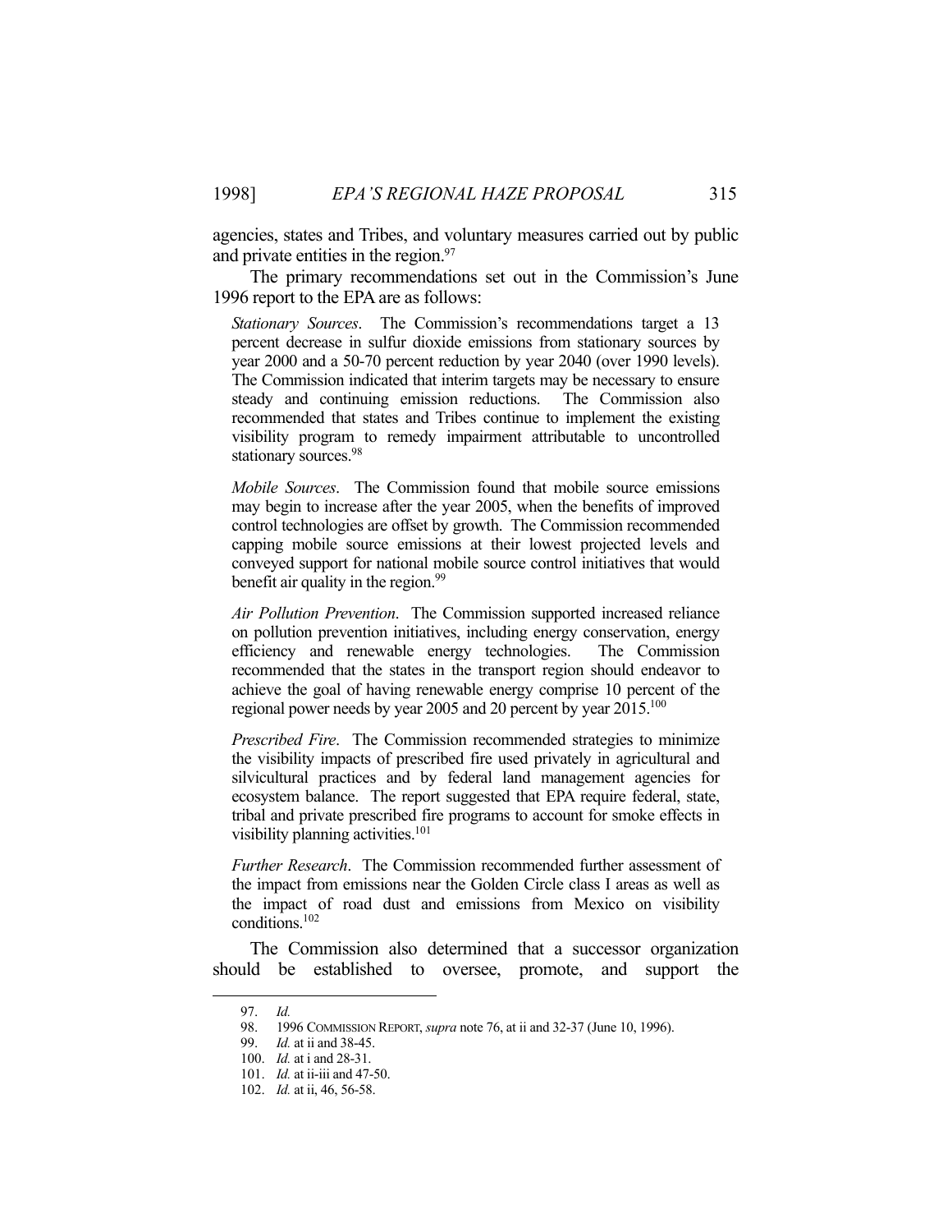agencies, states and Tribes, and voluntary measures carried out by public and private entities in the region.[97]

The primary recommendations set out in the Commission's June 1996 report to the EPA are as follows:

> *Stationary Sources*. The Commission's recommendations target a 13 percent decrease in sulfur dioxide emissions from stationary sources by year 2000 and a 50-70 percent reduction by year 2040 (over 1990 levels). The Commission indicated that interim targets may be necessary to ensure steady and continuing emission reductions. The Commission also recommended that states and Tribes continue to implement the existing visibility program to remedy impairment attributable to uncontrolled stationary sources.[98]
>
> *Mobile Sources*. The Commission found that mobile source emissions may begin to increase after the year 2005, when the benefits of improved control technologies are offset by growth. The Commission recommended capping mobile source emissions at their lowest projected levels and conveyed support for national mobile source control initiatives that would benefit air quality in the region.[99]
>
> *Air Pollution Prevention*. The Commission supported increased reliance on pollution prevention initiatives, including energy conservation, energy efficiency and renewable energy technologies. The Commission recommended that the states in the transport region should endeavor to achieve the goal of having renewable energy comprise 10 percent of the regional power needs by year 2005 and 20 percent by year 2015.[100]
>
> *Prescribed Fire*. The Commission recommended strategies to minimize the visibility impacts of prescribed fire used privately in agricultural and silvicultural practices and by federal land management agencies for ecosystem balance. The report suggested that EPA require federal, state, tribal and private prescribed fire programs to account for smoke effects in visibility planning activities.[101]
>
> *Further Research*. The Commission recommended further assessment of the impact from emissions near the Golden Circle class I areas as well as the impact of road dust and emissions from Mexico on visibility conditions.[102]

The Commission also determined that a successor organization should be established to oversee, promote, and support the

---

97. *Id.*

98. 1996 COMMISSION REPORT, *supra* note 76, at ii and 32-37 (June 10, 1996).

99. *Id.* at ii and 38-45.

100. *Id.* at i and 28-31.

101. *Id.* at ii-iii and 47-50.

102. *Id.* at ii, 46, 56-58.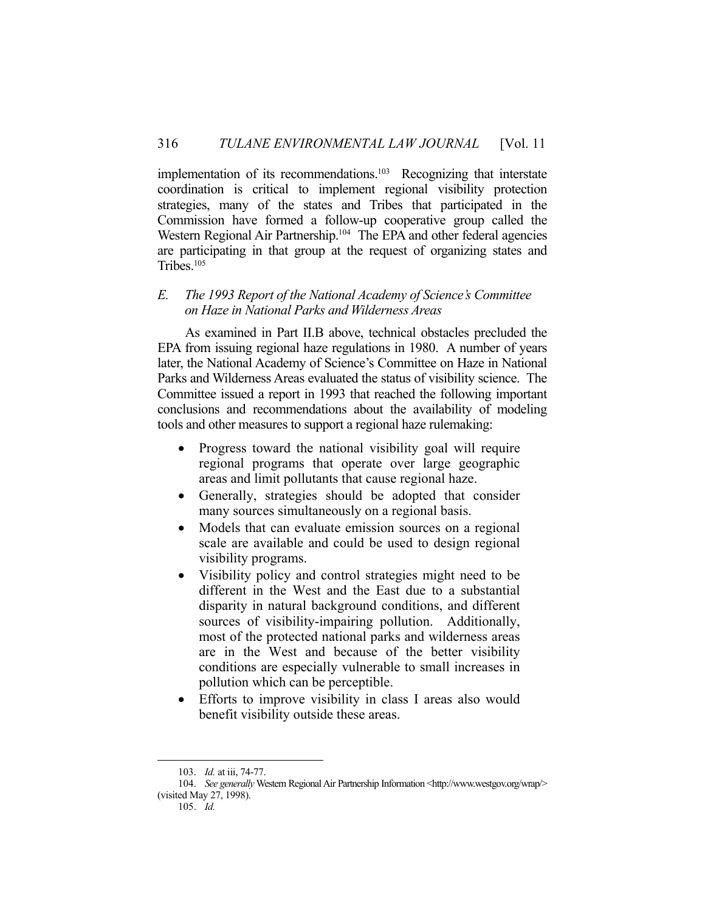implementation of its recommendations.[103] Recognizing that interstate coordination is critical to implement regional visibility protection strategies, many of the states and Tribes that participated in the Commission have formed a follow-up cooperative group called the Western Regional Air Partnership.[104] The EPA and other federal agencies are participating in that group at the request of organizing states and Tribes.[105]

### *E. The 1993 Report of the National Academy of Science's Committee on Haze in National Parks and Wilderness Areas*

As examined in Part II.B above, technical obstacles precluded the EPA from issuing regional haze regulations in 1980. A number of years later, the National Academy of Science's Committee on Haze in National Parks and Wilderness Areas evaluated the status of visibility science. The Committee issued a report in 1993 that reached the following important conclusions and recommendations about the availability of modeling tools and other measures to support a regional haze rulemaking:

- Progress toward the national visibility goal will require regional programs that operate over large geographic areas and limit pollutants that cause regional haze.
- Generally, strategies should be adopted that consider many sources simultaneously on a regional basis.
- Models that can evaluate emission sources on a regional scale are available and could be used to design regional visibility programs.
- Visibility policy and control strategies might need to be different in the West and the East due to a substantial disparity in natural background conditions, and different sources of visibility-impairing pollution. Additionally, most of the protected national parks and wilderness areas are in the West and because of the better visibility conditions are especially vulnerable to small increases in pollution which can be perceptible.
- Efforts to improve visibility in class I areas also would benefit visibility outside these areas.

---

103. *Id.* at iii, 74-77.

104. *See generally* Western Regional Air Partnership Information <http://www.westgov.org/wrap/> (visited May 27, 1998).

105. *Id.*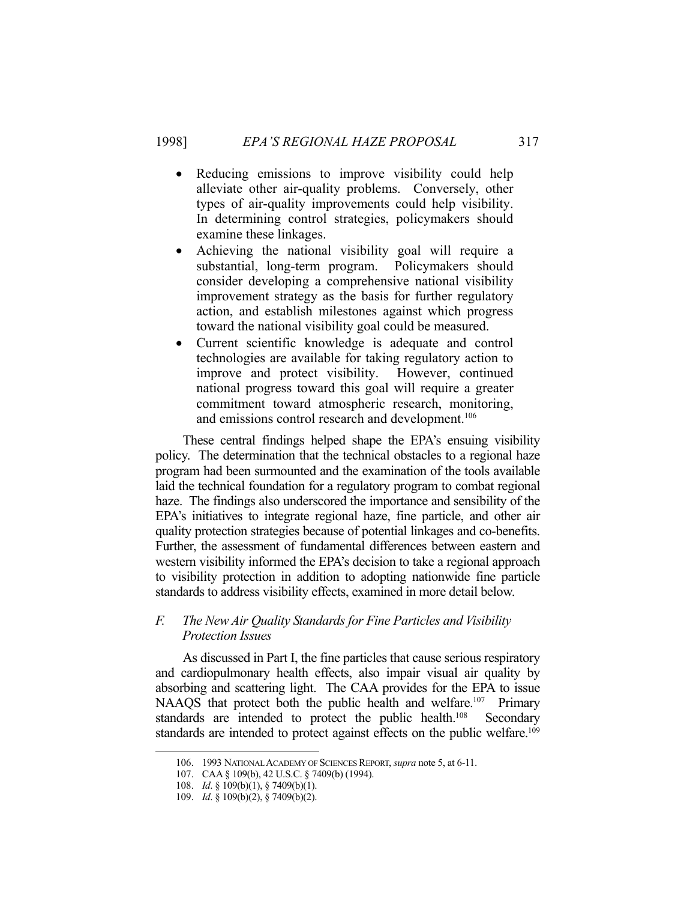- Reducing emissions to improve visibility could help alleviate other air-quality problems. Conversely, other types of air-quality improvements could help visibility. In determining control strategies, policymakers should examine these linkages.
- Achieving the national visibility goal will require a substantial, long-term program. Policymakers should consider developing a comprehensive national visibility improvement strategy as the basis for further regulatory action, and establish milestones against which progress toward the national visibility goal could be measured.
- Current scientific knowledge is adequate and control technologies are available for taking regulatory action to improve and protect visibility. However, continued national progress toward this goal will require a greater commitment toward atmospheric research, monitoring, and emissions control research and development.[106]

These central findings helped shape the EPA's ensuing visibility policy. The determination that the technical obstacles to a regional haze program had been surmounted and the examination of the tools available laid the technical foundation for a regulatory program to combat regional haze. The findings also underscored the importance and sensibility of the EPA's initiatives to integrate regional haze, fine particle, and other air quality protection strategies because of potential linkages and co-benefits. Further, the assessment of fundamental differences between eastern and western visibility informed the EPA's decision to take a regional approach to visibility protection in addition to adopting nationwide fine particle standards to address visibility effects, examined in more detail below.

### *F. The New Air Quality Standards for Fine Particles and Visibility Protection Issues*

As discussed in Part I, the fine particles that cause serious respiratory and cardiopulmonary health effects, also impair visual air quality by absorbing and scattering light. The CAA provides for the EPA to issue NAAQS that protect both the public health and welfare.[107] Primary standards are intended to protect the public health.[108] Secondary standards are intended to protect against effects on the public welfare.[109]

---

106. 1993 NATIONAL ACADEMY OF SCIENCES REPORT, *supra* note 5, at 6-11.

107. CAA § 109(b), 42 U.S.C. § 7409(b) (1994).

108. *Id*. § 109(b)(1), § 7409(b)(1).

109. *Id*. § 109(b)(2), § 7409(b)(2).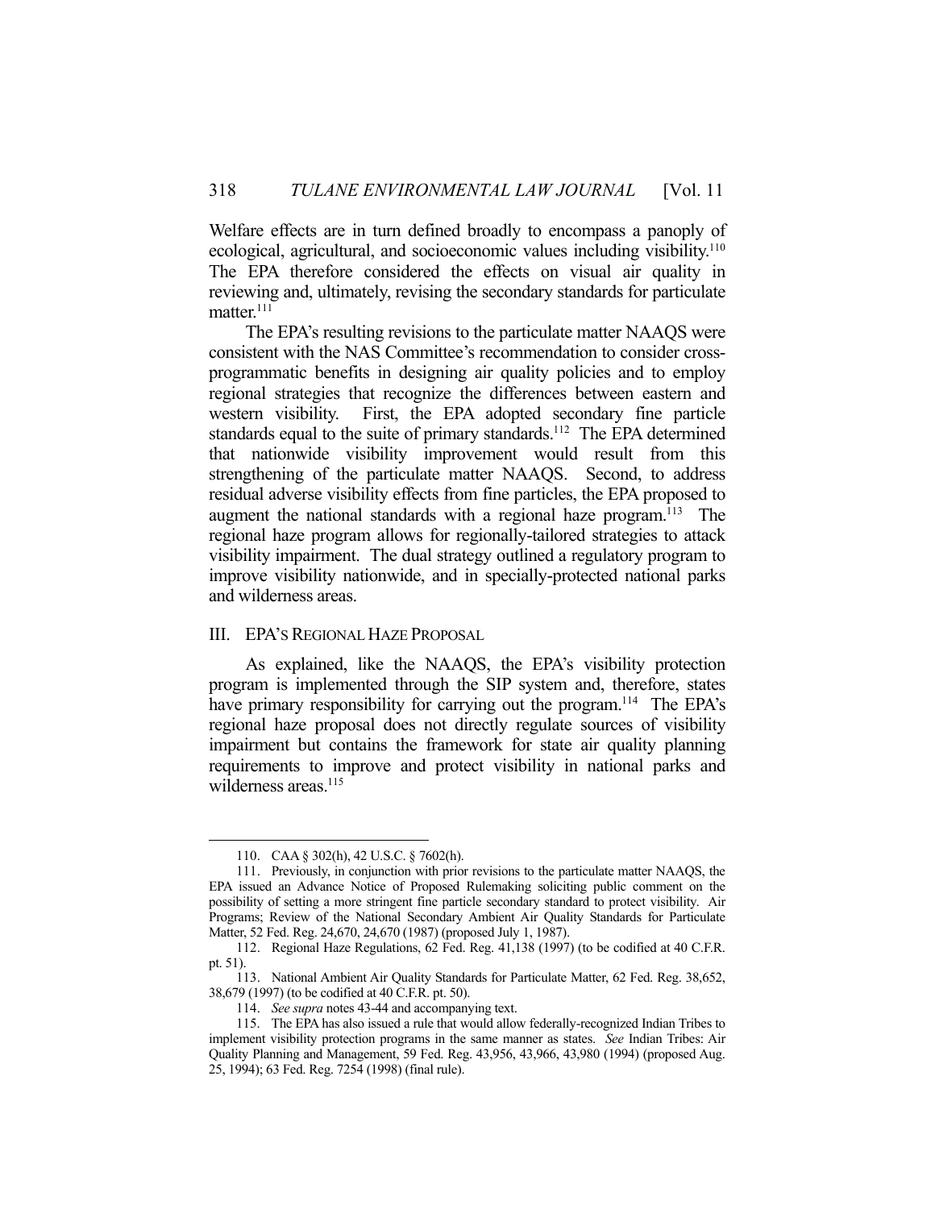Welfare effects are in turn defined broadly to encompass a panoply of ecological, agricultural, and socioeconomic values including visibility.[110] The EPA therefore considered the effects on visual air quality in reviewing and, ultimately, revising the secondary standards for particulate matter.[111]

The EPA's resulting revisions to the particulate matter NAAQS were consistent with the NAS Committee's recommendation to consider cross-programmatic benefits in designing air quality policies and to employ regional strategies that recognize the differences between eastern and western visibility. First, the EPA adopted secondary fine particle standards equal to the suite of primary standards.[112] The EPA determined that nationwide visibility improvement would result from this strengthening of the particulate matter NAAQS. Second, to address residual adverse visibility effects from fine particles, the EPA proposed to augment the national standards with a regional haze program.[113] The regional haze program allows for regionally-tailored strategies to attack visibility impairment. The dual strategy outlined a regulatory program to improve visibility nationwide, and in specially-protected national parks and wilderness areas.

## III. EPA'S REGIONAL HAZE PROPOSAL

As explained, like the NAAQS, the EPA's visibility protection program is implemented through the SIP system and, therefore, states have primary responsibility for carrying out the program.[114] The EPA's regional haze proposal does not directly regulate sources of visibility impairment but contains the framework for state air quality planning requirements to improve and protect visibility in national parks and wilderness areas.[115]

---

110. CAA § 302(h), 42 U.S.C. § 7602(h).

111. Previously, in conjunction with prior revisions to the particulate matter NAAQS, the EPA issued an Advance Notice of Proposed Rulemaking soliciting public comment on the possibility of setting a more stringent fine particle secondary standard to protect visibility. Air Programs; Review of the National Secondary Ambient Air Quality Standards for Particulate Matter, 52 Fed. Reg. 24,670, 24,670 (1987) (proposed July 1, 1987).

112. Regional Haze Regulations, 62 Fed. Reg. 41,138 (1997) (to be codified at 40 C.F.R. pt. 51).

113. National Ambient Air Quality Standards for Particulate Matter, 62 Fed. Reg. 38,652, 38,679 (1997) (to be codified at 40 C.F.R. pt. 50).

114. *See supra* notes 43-44 and accompanying text.

115. The EPA has also issued a rule that would allow federally-recognized Indian Tribes to implement visibility protection programs in the same manner as states. *See* Indian Tribes: Air Quality Planning and Management, 59 Fed. Reg. 43,956, 43,966, 43,980 (1994) (proposed Aug. 25, 1994); 63 Fed. Reg. 7254 (1998) (final rule).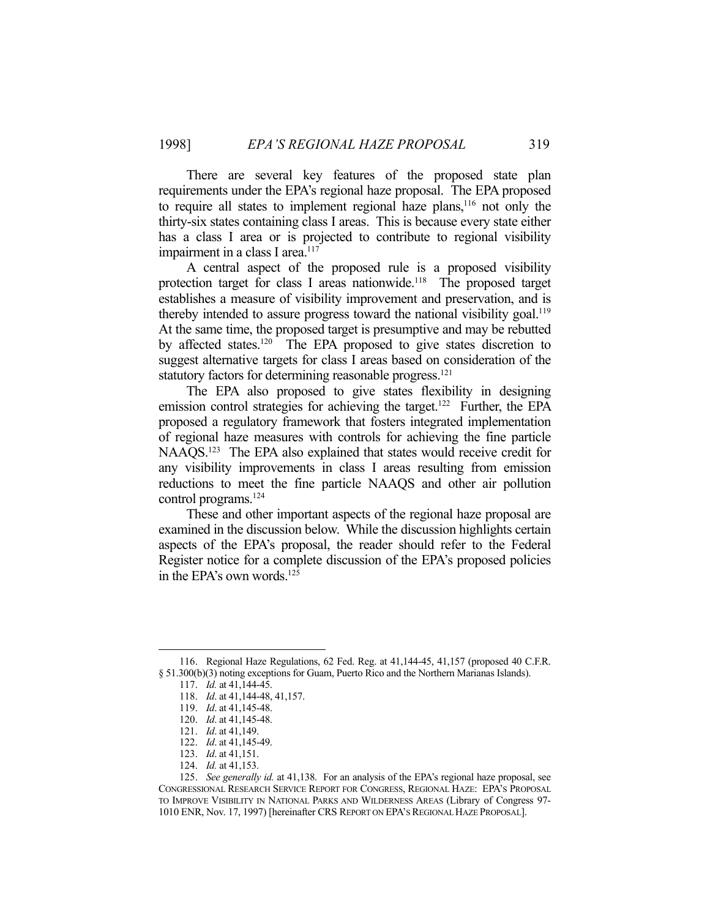There are several key features of the proposed state plan requirements under the EPA's regional haze proposal. The EPA proposed to require all states to implement regional haze plans,[116] not only the thirty-six states containing class I areas. This is because every state either has a class I area or is projected to contribute to regional visibility impairment in a class I area.[117]

A central aspect of the proposed rule is a proposed visibility protection target for class I areas nationwide.[118] The proposed target establishes a measure of visibility improvement and preservation, and is thereby intended to assure progress toward the national visibility goal.[119] At the same time, the proposed target is presumptive and may be rebutted by affected states.[120] The EPA proposed to give states discretion to suggest alternative targets for class I areas based on consideration of the statutory factors for determining reasonable progress.[121]

The EPA also proposed to give states flexibility in designing emission control strategies for achieving the target.[122] Further, the EPA proposed a regulatory framework that fosters integrated implementation of regional haze measures with controls for achieving the fine particle NAAQS.[123] The EPA also explained that states would receive credit for any visibility improvements in class I areas resulting from emission reductions to meet the fine particle NAAQS and other air pollution control programs.[124]

These and other important aspects of the regional haze proposal are examined in the discussion below. While the discussion highlights certain aspects of the EPA's proposal, the reader should refer to the Federal Register notice for a complete discussion of the EPA's proposed policies in the EPA's own words.[125]

---

116. Regional Haze Regulations, 62 Fed. Reg. at 41,144-45, 41,157 (proposed 40 C.F.R. § 51.300(b)(3) noting exceptions for Guam, Puerto Rico and the Northern Marianas Islands).

117. *Id.* at 41,144-45.

118. *Id*. at 41,144-48, 41,157.

119. *Id*. at 41,145-48.

120. *Id*. at 41,145-48.

121. *Id*. at 41,149.

122. *Id*. at 41,145-49.

123. *Id*. at 41,151.

124. *Id.* at 41,153.

125. *See generally id.* at 41,138. For an analysis of the EPA's regional haze proposal, see CONGRESSIONAL RESEARCH SERVICE REPORT FOR CONGRESS, REGIONAL HAZE: EPA'S PROPOSAL TO IMPROVE VISIBILITY IN NATIONAL PARKS AND WILDERNESS AREAS (Library of Congress 97-1010 ENR, Nov. 17, 1997) [hereinafter CRS REPORT ON EPA'S REGIONAL HAZE PROPOSAL].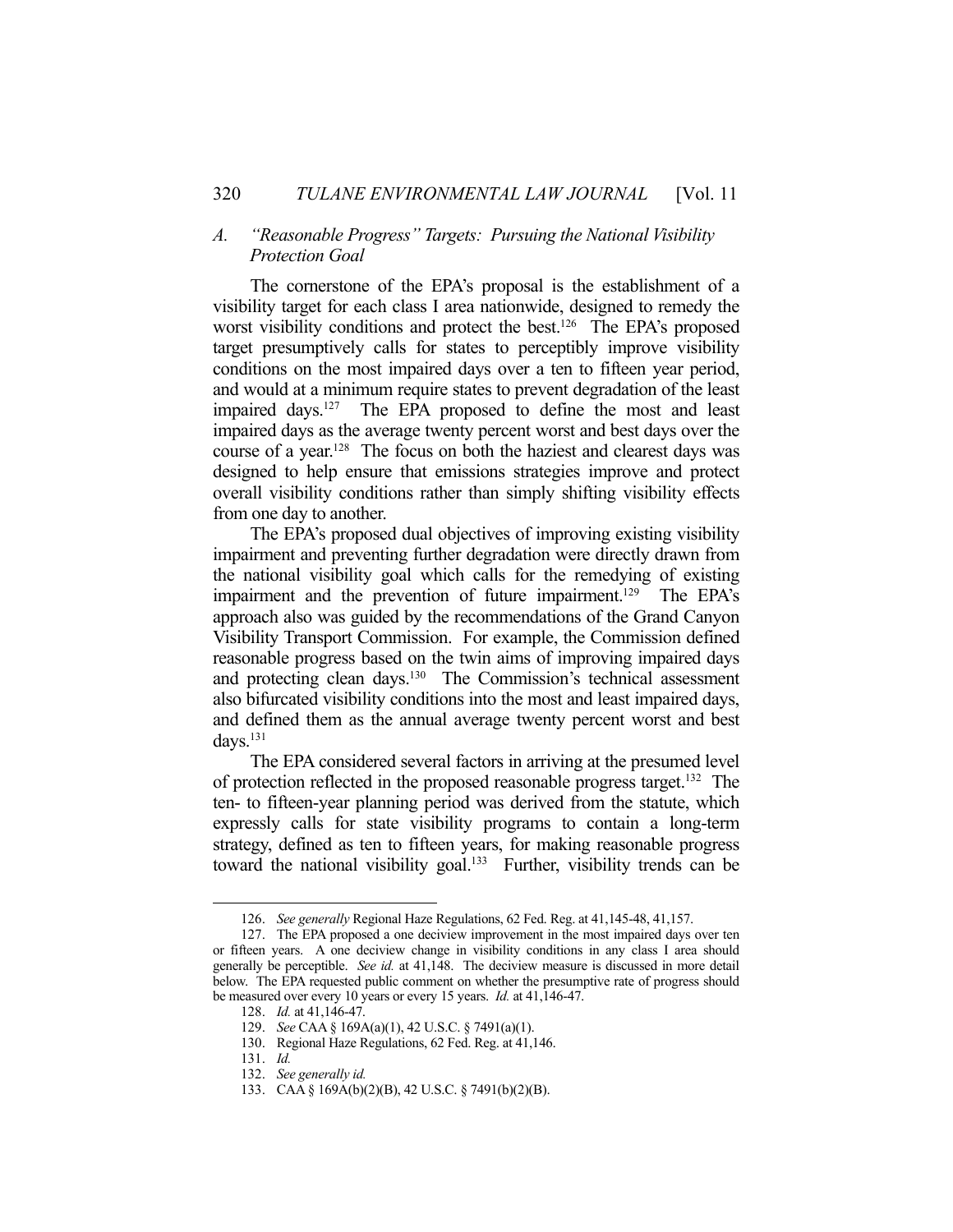### A. *"Reasonable Progress" Targets: Pursuing the National Visibility Protection Goal*

The cornerstone of the EPA's proposal is the establishment of a visibility target for each class I area nationwide, designed to remedy the worst visibility conditions and protect the best.[126] The EPA's proposed target presumptively calls for states to perceptibly improve visibility conditions on the most impaired days over a ten to fifteen year period, and would at a minimum require states to prevent degradation of the least impaired days.[127] The EPA proposed to define the most and least impaired days as the average twenty percent worst and best days over the course of a year.[128] The focus on both the haziest and clearest days was designed to help ensure that emissions strategies improve and protect overall visibility conditions rather than simply shifting visibility effects from one day to another.

The EPA's proposed dual objectives of improving existing visibility impairment and preventing further degradation were directly drawn from the national visibility goal which calls for the remedying of existing impairment and the prevention of future impairment.[129] The EPA's approach also was guided by the recommendations of the Grand Canyon Visibility Transport Commission. For example, the Commission defined reasonable progress based on the twin aims of improving impaired days and protecting clean days.[130] The Commission's technical assessment also bifurcated visibility conditions into the most and least impaired days, and defined them as the annual average twenty percent worst and best days.[131]

The EPA considered several factors in arriving at the presumed level of protection reflected in the proposed reasonable progress target.[132] The ten- to fifteen-year planning period was derived from the statute, which expressly calls for state visibility programs to contain a long-term strategy, defined as ten to fifteen years, for making reasonable progress toward the national visibility goal.[133] Further, visibility trends can be

---

126. *See generally* Regional Haze Regulations, 62 Fed. Reg. at 41,145-48, 41,157.

127. The EPA proposed a one deciview improvement in the most impaired days over ten or fifteen years. A one deciview change in visibility conditions in any class I area should generally be perceptible. *See id.* at 41,148. The deciview measure is discussed in more detail below. The EPA requested public comment on whether the presumptive rate of progress should be measured over every 10 years or every 15 years. *Id.* at 41,146-47.

128. *Id.* at 41,146-47.

129. *See* CAA § 169A(a)(1), 42 U.S.C. § 7491(a)(1).

130. Regional Haze Regulations, 62 Fed. Reg. at 41,146.

131. *Id.*

132. *See generally id.*

133. CAA § 169A(b)(2)(B), 42 U.S.C. § 7491(b)(2)(B).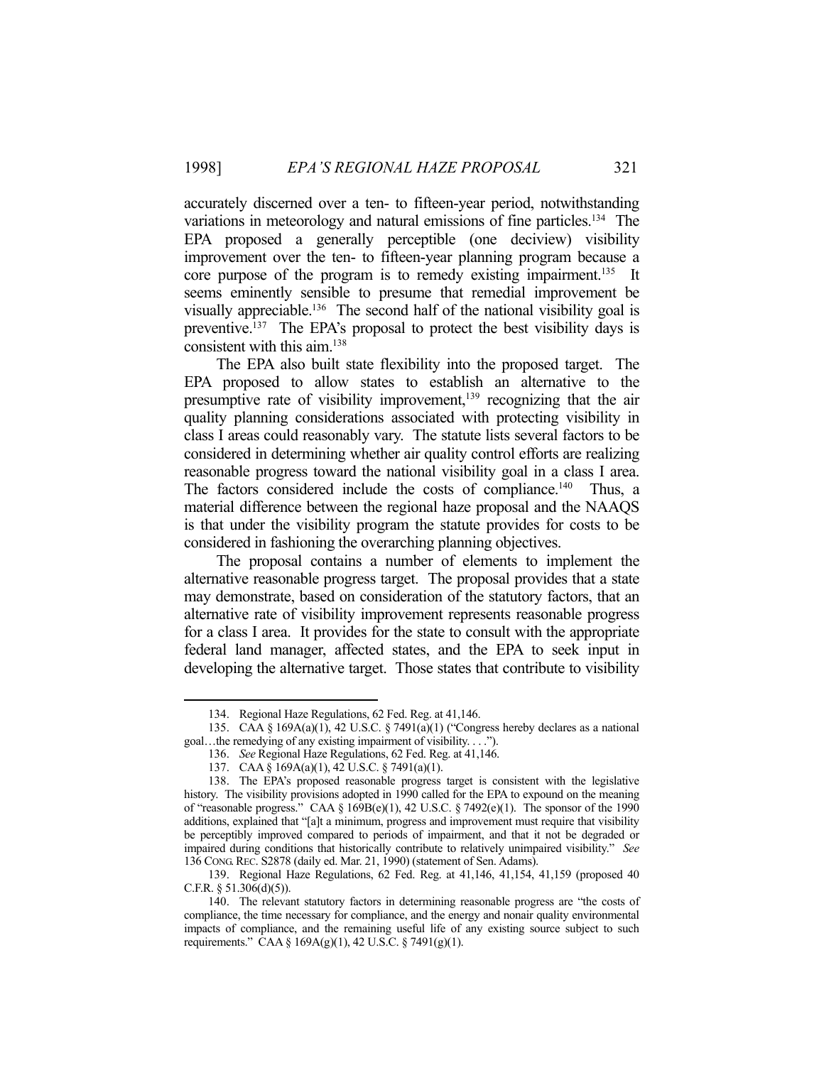accurately discerned over a ten- to fifteen-year period, notwithstanding variations in meteorology and natural emissions of fine particles.[134] The EPA proposed a generally perceptible (one deciview) visibility improvement over the ten- to fifteen-year planning program because a core purpose of the program is to remedy existing impairment.[135] It seems eminently sensible to presume that remedial improvement be visually appreciable.[136] The second half of the national visibility goal is preventive.[137] The EPA's proposal to protect the best visibility days is consistent with this aim.[138]

The EPA also built state flexibility into the proposed target. The EPA proposed to allow states to establish an alternative to the presumptive rate of visibility improvement,[139] recognizing that the air quality planning considerations associated with protecting visibility in class I areas could reasonably vary. The statute lists several factors to be considered in determining whether air quality control efforts are realizing reasonable progress toward the national visibility goal in a class I area. The factors considered include the costs of compliance.[140] Thus, a material difference between the regional haze proposal and the NAAQS is that under the visibility program the statute provides for costs to be considered in fashioning the overarching planning objectives.

The proposal contains a number of elements to implement the alternative reasonable progress target. The proposal provides that a state may demonstrate, based on consideration of the statutory factors, that an alternative rate of visibility improvement represents reasonable progress for a class I area. It provides for the state to consult with the appropriate federal land manager, affected states, and the EPA to seek input in developing the alternative target. Those states that contribute to visibility

---

134. Regional Haze Regulations, 62 Fed. Reg. at 41,146.

135. CAA § 169A(a)(1), 42 U.S.C. § 7491(a)(1) ("Congress hereby declares as a national goal…the remedying of any existing impairment of visibility. . . .").

136. *See* Regional Haze Regulations, 62 Fed. Reg. at 41,146.

137. CAA § 169A(a)(1), 42 U.S.C. § 7491(a)(1).

138. The EPA's proposed reasonable progress target is consistent with the legislative history. The visibility provisions adopted in 1990 called for the EPA to expound on the meaning of "reasonable progress." CAA § 169B(e)(1), 42 U.S.C. § 7492(e)(1). The sponsor of the 1990 additions, explained that "[a]t a minimum, progress and improvement must require that visibility be perceptibly improved compared to periods of impairment, and that it not be degraded or impaired during conditions that historically contribute to relatively unimpaired visibility." *See* 136 CONG. REC. S2878 (daily ed. Mar. 21, 1990) (statement of Sen. Adams).

139. Regional Haze Regulations, 62 Fed. Reg. at 41,146, 41,154, 41,159 (proposed 40 C.F.R. § 51.306(d)(5)).

140. The relevant statutory factors in determining reasonable progress are "the costs of compliance, the time necessary for compliance, and the energy and nonair quality environmental impacts of compliance, and the remaining useful life of any existing source subject to such requirements." CAA § 169A(g)(1), 42 U.S.C. § 7491(g)(1).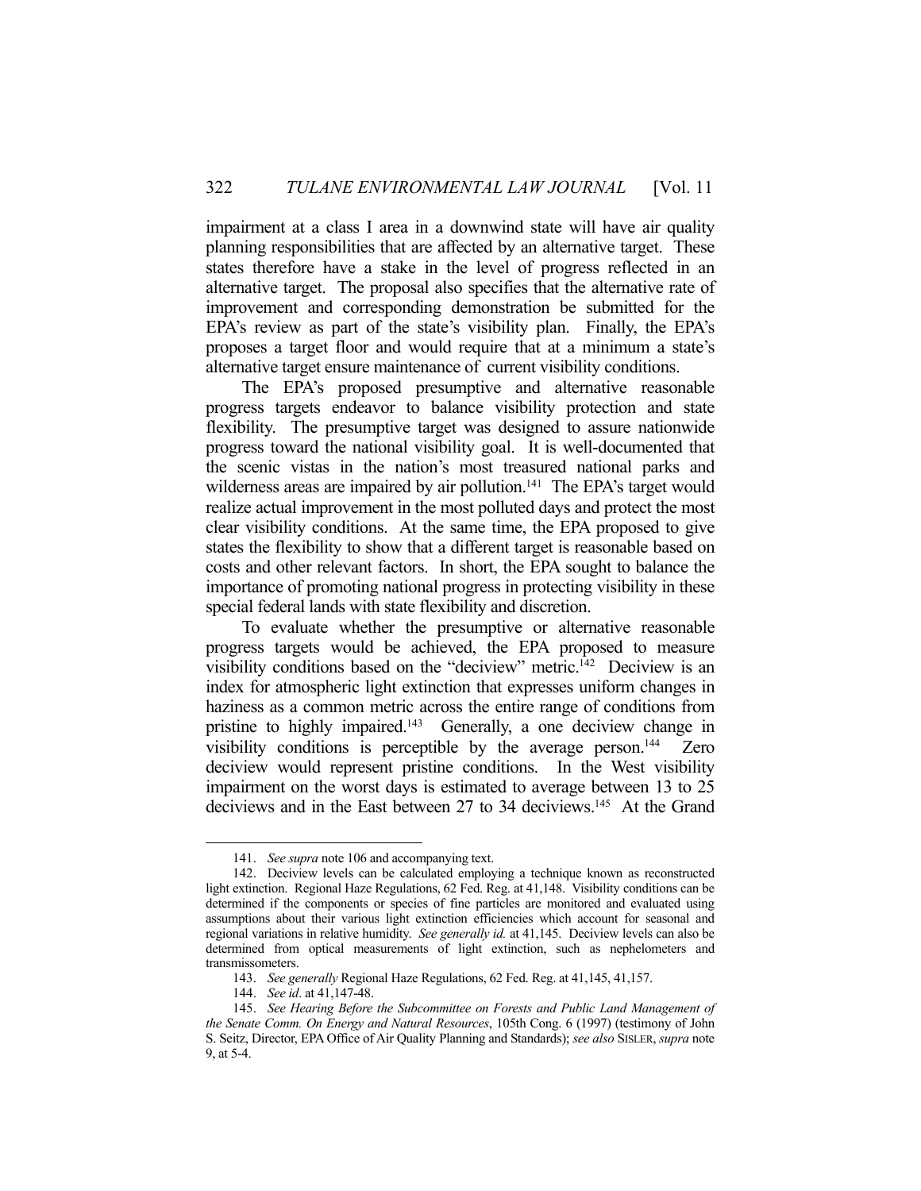impairment at a class I area in a downwind state will have air quality planning responsibilities that are affected by an alternative target. These states therefore have a stake in the level of progress reflected in an alternative target. The proposal also specifies that the alternative rate of improvement and corresponding demonstration be submitted for the EPA's review as part of the state's visibility plan. Finally, the EPA's proposes a target floor and would require that at a minimum a state's alternative target ensure maintenance of current visibility conditions.

The EPA's proposed presumptive and alternative reasonable progress targets endeavor to balance visibility protection and state flexibility. The presumptive target was designed to assure nationwide progress toward the national visibility goal. It is well-documented that the scenic vistas in the nation's most treasured national parks and wilderness areas are impaired by air pollution.[141] The EPA's target would realize actual improvement in the most polluted days and protect the most clear visibility conditions. At the same time, the EPA proposed to give states the flexibility to show that a different target is reasonable based on costs and other relevant factors. In short, the EPA sought to balance the importance of promoting national progress in protecting visibility in these special federal lands with state flexibility and discretion.

To evaluate whether the presumptive or alternative reasonable progress targets would be achieved, the EPA proposed to measure visibility conditions based on the "deciview" metric.[142] Deciview is an index for atmospheric light extinction that expresses uniform changes in haziness as a common metric across the entire range of conditions from pristine to highly impaired.[143] Generally, a one deciview change in visibility conditions is perceptible by the average person.[144] Zero deciview would represent pristine conditions. In the West visibility impairment on the worst days is estimated to average between 13 to 25 deciviews and in the East between 27 to 34 deciviews.[145] At the Grand

---

141. *See supra* note 106 and accompanying text.

142. Deciview levels can be calculated employing a technique known as reconstructed light extinction. Regional Haze Regulations, 62 Fed. Reg. at 41,148. Visibility conditions can be determined if the components or species of fine particles are monitored and evaluated using assumptions about their various light extinction efficiencies which account for seasonal and regional variations in relative humidity. *See generally id.* at 41,145. Deciview levels can also be determined from optical measurements of light extinction, such as nephelometers and transmissometers.

143. *See generally* Regional Haze Regulations, 62 Fed. Reg. at 41,145, 41,157.

144. *See id*. at 41,147-48.

145. *See Hearing Before the Subcommittee on Forests and Public Land Management of the Senate Comm. On Energy and Natural Resources*, 105th Cong. 6 (1997) (testimony of John S. Seitz, Director, EPA Office of Air Quality Planning and Standards); *see also* SISLER, *supra* note 9, at 5-4.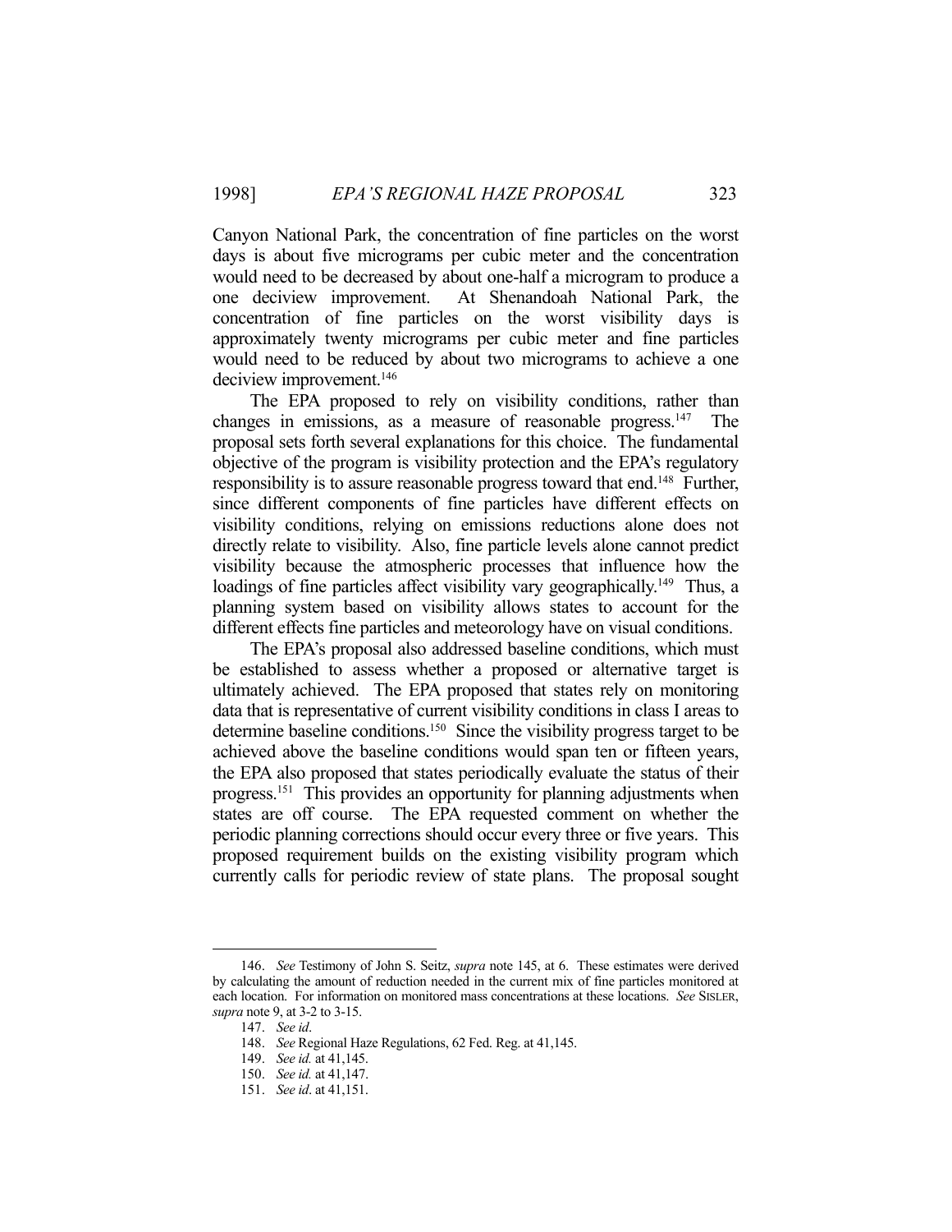Canyon National Park, the concentration of fine particles on the worst days is about five micrograms per cubic meter and the concentration would need to be decreased by about one-half a microgram to produce a one deciview improvement. At Shenandoah National Park, the concentration of fine particles on the worst visibility days is approximately twenty micrograms per cubic meter and fine particles would need to be reduced by about two micrograms to achieve a one deciview improvement.[146]

The EPA proposed to rely on visibility conditions, rather than changes in emissions, as a measure of reasonable progress.[147] The proposal sets forth several explanations for this choice. The fundamental objective of the program is visibility protection and the EPA's regulatory responsibility is to assure reasonable progress toward that end.[148] Further, since different components of fine particles have different effects on visibility conditions, relying on emissions reductions alone does not directly relate to visibility. Also, fine particle levels alone cannot predict visibility because the atmospheric processes that influence how the loadings of fine particles affect visibility vary geographically.[149] Thus, a planning system based on visibility allows states to account for the different effects fine particles and meteorology have on visual conditions.

The EPA's proposal also addressed baseline conditions, which must be established to assess whether a proposed or alternative target is ultimately achieved. The EPA proposed that states rely on monitoring data that is representative of current visibility conditions in class I areas to determine baseline conditions.[150] Since the visibility progress target to be achieved above the baseline conditions would span ten or fifteen years, the EPA also proposed that states periodically evaluate the status of their progress.[151] This provides an opportunity for planning adjustments when states are off course. The EPA requested comment on whether the periodic planning corrections should occur every three or five years. This proposed requirement builds on the existing visibility program which currently calls for periodic review of state plans. The proposal sought

---

146. *See* Testimony of John S. Seitz, *supra* note 145, at 6. These estimates were derived by calculating the amount of reduction needed in the current mix of fine particles monitored at each location. For information on monitored mass concentrations at these locations. *See* SISLER, *supra* note 9, at 3-2 to 3-15.

147. *See id*.

148. *See* Regional Haze Regulations, 62 Fed. Reg. at 41,145.

149. *See id.* at 41,145.

150. *See id.* at 41,147.

151. *See id*. at 41,151.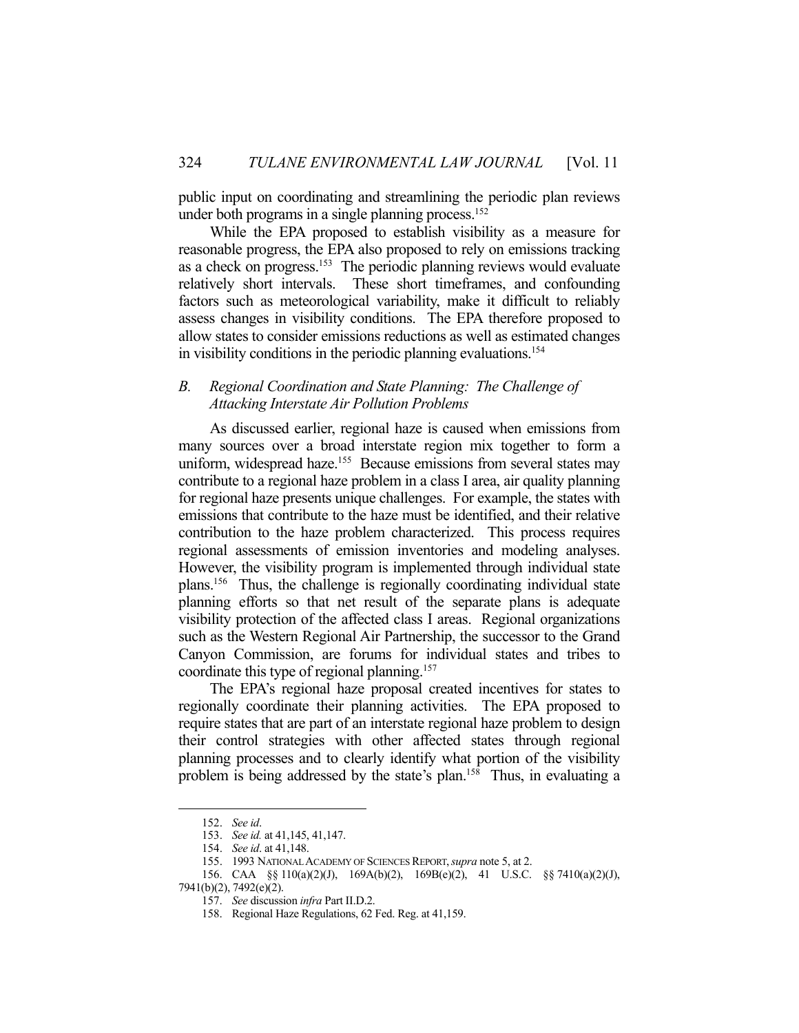public input on coordinating and streamlining the periodic plan reviews under both programs in a single planning process.[152]

While the EPA proposed to establish visibility as a measure for reasonable progress, the EPA also proposed to rely on emissions tracking as a check on progress.[153] The periodic planning reviews would evaluate relatively short intervals. These short timeframes, and confounding factors such as meteorological variability, make it difficult to reliably assess changes in visibility conditions. The EPA therefore proposed to allow states to consider emissions reductions as well as estimated changes in visibility conditions in the periodic planning evaluations.[154]

### *B. Regional Coordination and State Planning: The Challenge of Attacking Interstate Air Pollution Problems*

As discussed earlier, regional haze is caused when emissions from many sources over a broad interstate region mix together to form a uniform, widespread haze.[155] Because emissions from several states may contribute to a regional haze problem in a class I area, air quality planning for regional haze presents unique challenges. For example, the states with emissions that contribute to the haze must be identified, and their relative contribution to the haze problem characterized. This process requires regional assessments of emission inventories and modeling analyses. However, the visibility program is implemented through individual state plans.[156] Thus, the challenge is regionally coordinating individual state planning efforts so that net result of the separate plans is adequate visibility protection of the affected class I areas. Regional organizations such as the Western Regional Air Partnership, the successor to the Grand Canyon Commission, are forums for individual states and tribes to coordinate this type of regional planning.[157]

The EPA's regional haze proposal created incentives for states to regionally coordinate their planning activities. The EPA proposed to require states that are part of an interstate regional haze problem to design their control strategies with other affected states through regional planning processes and to clearly identify what portion of the visibility problem is being addressed by the state's plan.[158] Thus, in evaluating a

---

152. *See id*.

153. *See id.* at 41,145, 41,147.

154. *See id*. at 41,148.

155. 1993 NATIONAL ACADEMY OF SCIENCES REPORT, *supra* note 5, at 2.

156. CAA §§ 110(a)(2)(J), 169A(b)(2), 169B(e)(2), 41 U.S.C. §§ 7410(a)(2)(J), 7941(b)(2), 7492(e)(2).

157. *See* discussion *infra* Part II.D.2.

158. Regional Haze Regulations, 62 Fed. Reg. at 41,159.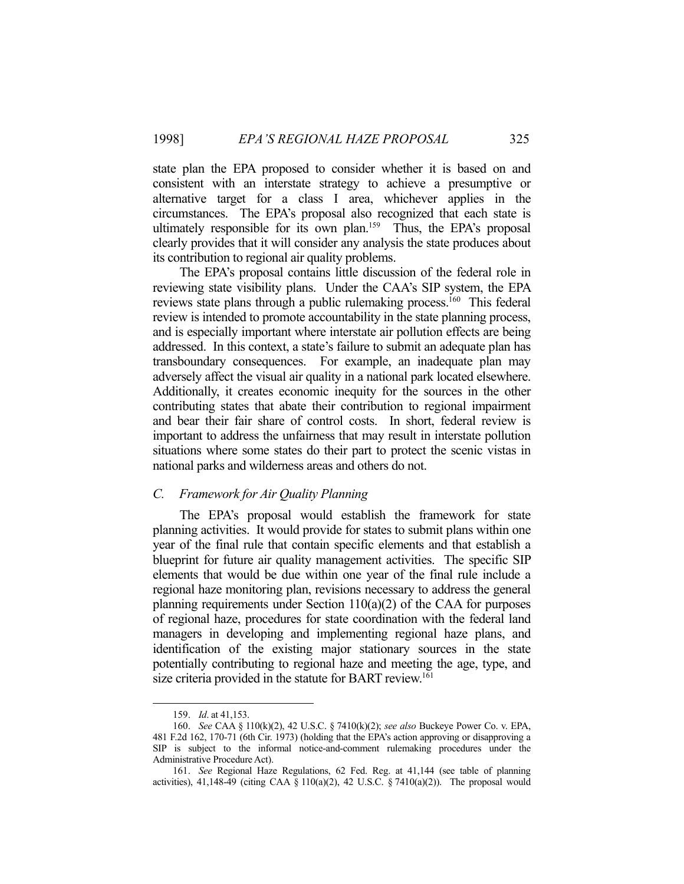state plan the EPA proposed to consider whether it is based on and consistent with an interstate strategy to achieve a presumptive or alternative target for a class I area, whichever applies in the circumstances. The EPA's proposal also recognized that each state is ultimately responsible for its own plan.[159] Thus, the EPA's proposal clearly provides that it will consider any analysis the state produces about its contribution to regional air quality problems.

The EPA's proposal contains little discussion of the federal role in reviewing state visibility plans. Under the CAA's SIP system, the EPA reviews state plans through a public rulemaking process.[160] This federal review is intended to promote accountability in the state planning process, and is especially important where interstate air pollution effects are being addressed. In this context, a state's failure to submit an adequate plan has transboundary consequences. For example, an inadequate plan may adversely affect the visual air quality in a national park located elsewhere. Additionally, it creates economic inequity for the sources in the other contributing states that abate their contribution to regional impairment and bear their fair share of control costs. In short, federal review is important to address the unfairness that may result in interstate pollution situations where some states do their part to protect the scenic vistas in national parks and wilderness areas and others do not.

### *C. Framework for Air Quality Planning*

The EPA's proposal would establish the framework for state planning activities. It would provide for states to submit plans within one year of the final rule that contain specific elements and that establish a blueprint for future air quality management activities. The specific SIP elements that would be due within one year of the final rule include a regional haze monitoring plan, revisions necessary to address the general planning requirements under Section 110(a)(2) of the CAA for purposes of regional haze, procedures for state coordination with the federal land managers in developing and implementing regional haze plans, and identification of the existing major stationary sources in the state potentially contributing to regional haze and meeting the age, type, and size criteria provided in the statute for BART review.[161]

---

159. *Id.* at 41,153.

160. *See* CAA § 110(k)(2), 42 U.S.C. § 7410(k)(2); *see also* Buckeye Power Co. v. EPA, 481 F.2d 162, 170-71 (6th Cir. 1973) (holding that the EPA's action approving or disapproving a SIP is subject to the informal notice-and-comment rulemaking procedures under the Administrative Procedure Act).

161. *See* Regional Haze Regulations, 62 Fed. Reg. at 41,144 (see table of planning activities), 41,148-49 (citing CAA § 110(a)(2), 42 U.S.C. § 7410(a)(2)). The proposal would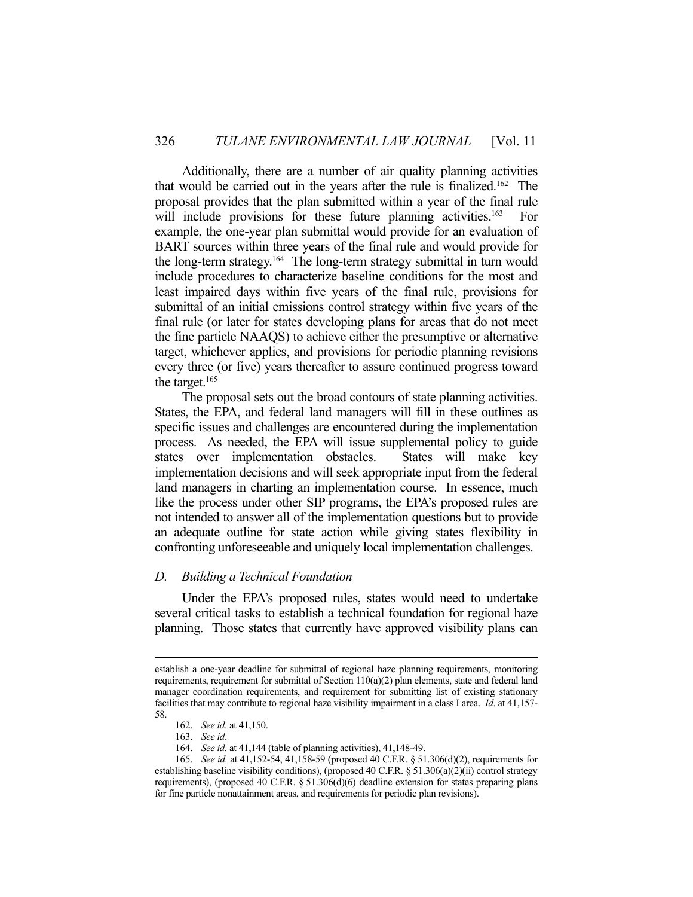Additionally, there are a number of air quality planning activities that would be carried out in the years after the rule is finalized.[162] The proposal provides that the plan submitted within a year of the final rule will include provisions for these future planning activities.[163] For example, the one-year plan submittal would provide for an evaluation of BART sources within three years of the final rule and would provide for the long-term strategy.[164] The long-term strategy submittal in turn would include procedures to characterize baseline conditions for the most and least impaired days within five years of the final rule, provisions for submittal of an initial emissions control strategy within five years of the final rule (or later for states developing plans for areas that do not meet the fine particle NAAQS) to achieve either the presumptive or alternative target, whichever applies, and provisions for periodic planning revisions every three (or five) years thereafter to assure continued progress toward the target.[165]

The proposal sets out the broad contours of state planning activities. States, the EPA, and federal land managers will fill in these outlines as specific issues and challenges are encountered during the implementation process. As needed, the EPA will issue supplemental policy to guide states over implementation obstacles. States will make key implementation decisions and will seek appropriate input from the federal land managers in charting an implementation course. In essence, much like the process under other SIP programs, the EPA's proposed rules are not intended to answer all of the implementation questions but to provide an adequate outline for state action while giving states flexibility in confronting unforeseeable and uniquely local implementation challenges.

### *D. Building a Technical Foundation*

Under the EPA's proposed rules, states would need to undertake several critical tasks to establish a technical foundation for regional haze planning. Those states that currently have approved visibility plans can

---

establish a one-year deadline for submittal of regional haze planning requirements, monitoring requirements, requirement for submittal of Section 110(a)(2) plan elements, state and federal land manager coordination requirements, and requirement for submitting list of existing stationary facilities that may contribute to regional haze visibility impairment in a class I area. *Id*. at 41,157-58.

162. *See id*. at 41,150.

163. *See id*.

164. *See id.* at 41,144 (table of planning activities), 41,148-49.

165. *See id.* at 41,152-54, 41,158-59 (proposed 40 C.F.R. § 51.306(d)(2), requirements for establishing baseline visibility conditions), (proposed 40 C.F.R. § 51.306(a)(2)(ii) control strategy requirements), (proposed 40 C.F.R. § 51.306(d)(6) deadline extension for states preparing plans for fine particle nonattainment areas, and requirements for periodic plan revisions).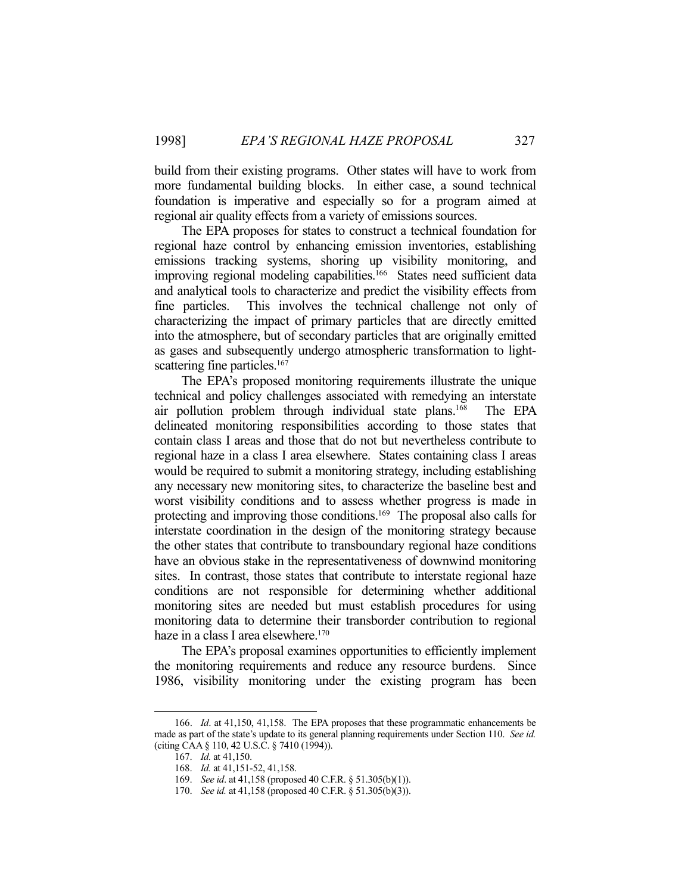build from their existing programs. Other states will have to work from more fundamental building blocks. In either case, a sound technical foundation is imperative and especially so for a program aimed at regional air quality effects from a variety of emissions sources.

The EPA proposes for states to construct a technical foundation for regional haze control by enhancing emission inventories, establishing emissions tracking systems, shoring up visibility monitoring, and improving regional modeling capabilities.[166] States need sufficient data and analytical tools to characterize and predict the visibility effects from fine particles. This involves the technical challenge not only of characterizing the impact of primary particles that are directly emitted into the atmosphere, but of secondary particles that are originally emitted as gases and subsequently undergo atmospheric transformation to light-scattering fine particles.[167]

The EPA's proposed monitoring requirements illustrate the unique technical and policy challenges associated with remedying an interstate air pollution problem through individual state plans.[168] The EPA delineated monitoring responsibilities according to those states that contain class I areas and those that do not but nevertheless contribute to regional haze in a class I area elsewhere. States containing class I areas would be required to submit a monitoring strategy, including establishing any necessary new monitoring sites, to characterize the baseline best and worst visibility conditions and to assess whether progress is made in protecting and improving those conditions.[169] The proposal also calls for interstate coordination in the design of the monitoring strategy because the other states that contribute to transboundary regional haze conditions have an obvious stake in the representativeness of downwind monitoring sites. In contrast, those states that contribute to interstate regional haze conditions are not responsible for determining whether additional monitoring sites are needed but must establish procedures for using monitoring data to determine their transborder contribution to regional haze in a class I area elsewhere.[170]

The EPA's proposal examines opportunities to efficiently implement the monitoring requirements and reduce any resource burdens. Since 1986, visibility monitoring under the existing program has been

---

166. *Id*. at 41,150, 41,158. The EPA proposes that these programmatic enhancements be made as part of the state's update to its general planning requirements under Section 110. *See id.* (citing CAA § 110, 42 U.S.C. § 7410 (1994)).

167. *Id.* at 41,150.

168. *Id.* at 41,151-52, 41,158.

169. *See id*. at 41,158 (proposed 40 C.F.R. § 51.305(b)(1)).

170. *See id.* at 41,158 (proposed 40 C.F.R. § 51.305(b)(3)).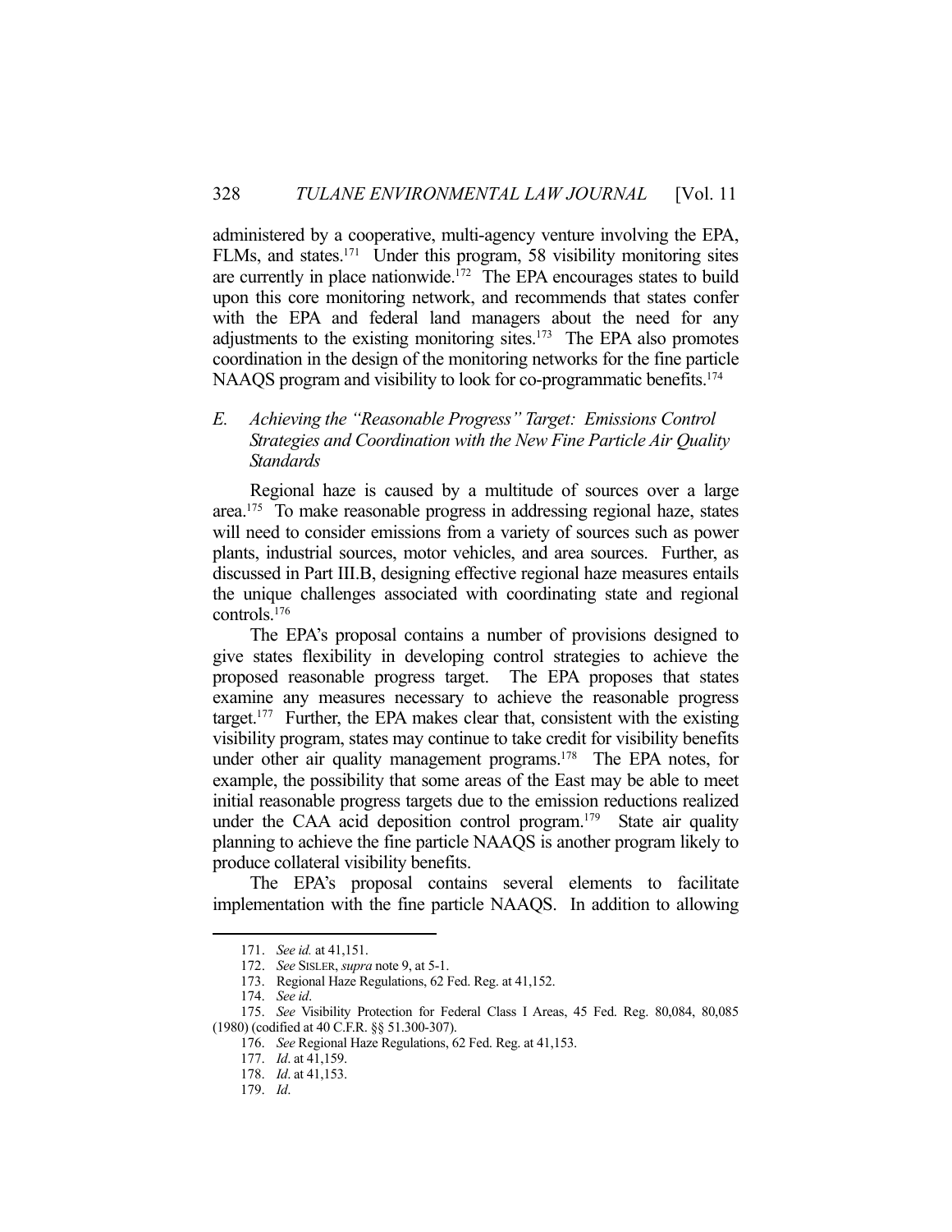administered by a cooperative, multi-agency venture involving the EPA, FLMs, and states.[171] Under this program, 58 visibility monitoring sites are currently in place nationwide.[172] The EPA encourages states to build upon this core monitoring network, and recommends that states confer with the EPA and federal land managers about the need for any adjustments to the existing monitoring sites.[173] The EPA also promotes coordination in the design of the monitoring networks for the fine particle NAAQS program and visibility to look for co-programmatic benefits.[174]

### *E. Achieving the "Reasonable Progress" Target: Emissions Control Strategies and Coordination with the New Fine Particle Air Quality Standards*

Regional haze is caused by a multitude of sources over a large area.[175] To make reasonable progress in addressing regional haze, states will need to consider emissions from a variety of sources such as power plants, industrial sources, motor vehicles, and area sources. Further, as discussed in Part III.B, designing effective regional haze measures entails the unique challenges associated with coordinating state and regional controls.[176]

The EPA's proposal contains a number of provisions designed to give states flexibility in developing control strategies to achieve the proposed reasonable progress target. The EPA proposes that states examine any measures necessary to achieve the reasonable progress target.[177] Further, the EPA makes clear that, consistent with the existing visibility program, states may continue to take credit for visibility benefits under other air quality management programs.[178] The EPA notes, for example, the possibility that some areas of the East may be able to meet initial reasonable progress targets due to the emission reductions realized under the CAA acid deposition control program.[179] State air quality planning to achieve the fine particle NAAQS is another program likely to produce collateral visibility benefits.

The EPA's proposal contains several elements to facilitate implementation with the fine particle NAAQS. In addition to allowing

---

171. *See id.* at 41,151.

172. *See* SISLER, *supra* note 9, at 5-1.

173. Regional Haze Regulations, 62 Fed. Reg. at 41,152.

174. *See id*.

175. *See* Visibility Protection for Federal Class I Areas, 45 Fed. Reg. 80,084, 80,085 (1980) (codified at 40 C.F.R. §§ 51.300-307).

176. *See* Regional Haze Regulations, 62 Fed. Reg. at 41,153.

177. *Id*. at 41,159.

178. *Id*. at 41,153.

179. *Id*.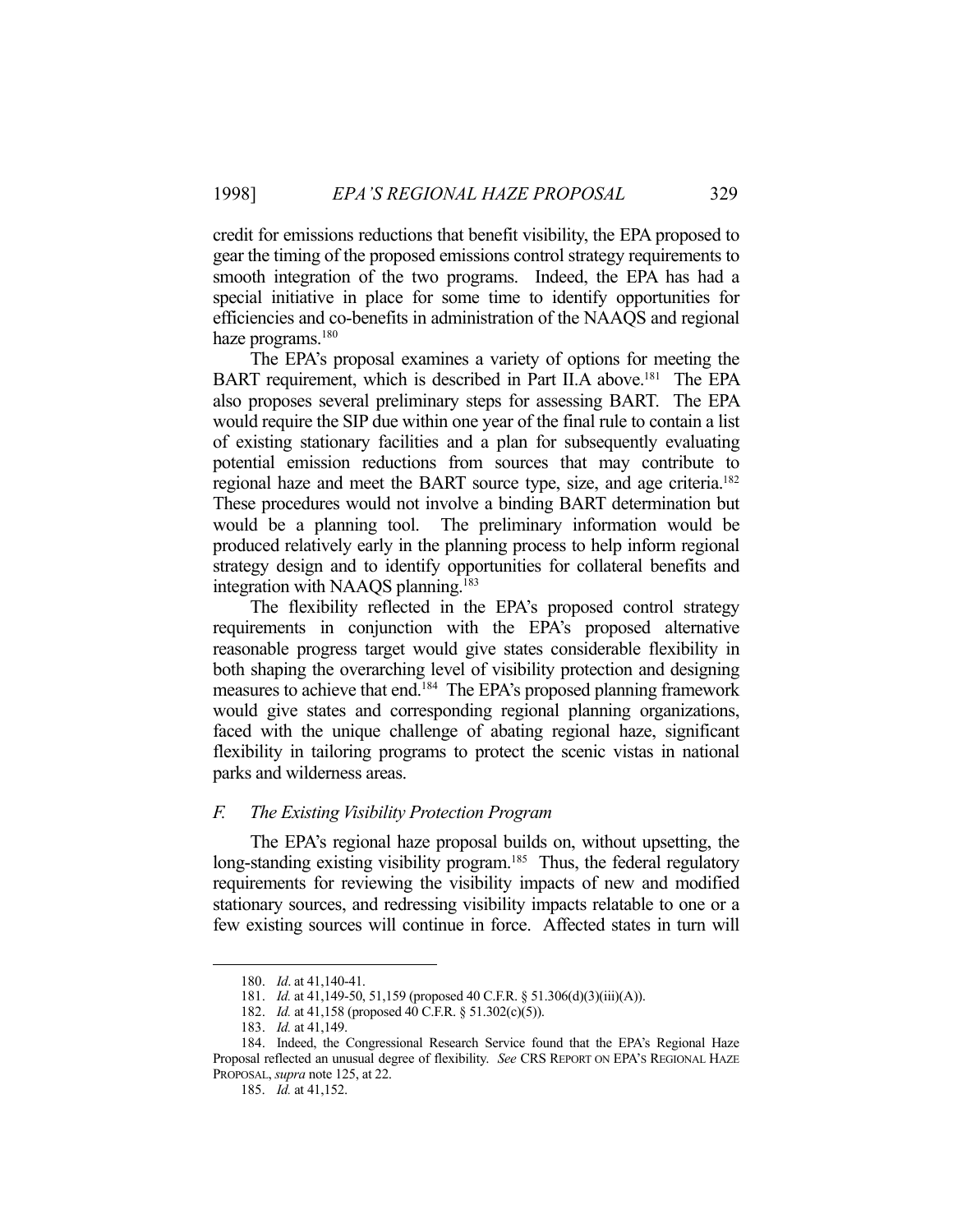credit for emissions reductions that benefit visibility, the EPA proposed to gear the timing of the proposed emissions control strategy requirements to smooth integration of the two programs. Indeed, the EPA has had a special initiative in place for some time to identify opportunities for efficiencies and co-benefits in administration of the NAAQS and regional haze programs.[180]

The EPA's proposal examines a variety of options for meeting the BART requirement, which is described in Part II.A above.[181] The EPA also proposes several preliminary steps for assessing BART. The EPA would require the SIP due within one year of the final rule to contain a list of existing stationary facilities and a plan for subsequently evaluating potential emission reductions from sources that may contribute to regional haze and meet the BART source type, size, and age criteria.[182] These procedures would not involve a binding BART determination but would be a planning tool. The preliminary information would be produced relatively early in the planning process to help inform regional strategy design and to identify opportunities for collateral benefits and integration with NAAQS planning.[183]

The flexibility reflected in the EPA's proposed control strategy requirements in conjunction with the EPA's proposed alternative reasonable progress target would give states considerable flexibility in both shaping the overarching level of visibility protection and designing measures to achieve that end.[184] The EPA's proposed planning framework would give states and corresponding regional planning organizations, faced with the unique challenge of abating regional haze, significant flexibility in tailoring programs to protect the scenic vistas in national parks and wilderness areas.

### *F. The Existing Visibility Protection Program*

The EPA's regional haze proposal builds on, without upsetting, the long-standing existing visibility program.[185] Thus, the federal regulatory requirements for reviewing the visibility impacts of new and modified stationary sources, and redressing visibility impacts relatable to one or a few existing sources will continue in force. Affected states in turn will

---

180. *Id*. at 41,140-41.

181. *Id.* at 41,149-50, 51,159 (proposed 40 C.F.R. § 51.306(d)(3)(iii)(A)).

182. *Id.* at 41,158 (proposed 40 C.F.R. § 51.302(c)(5)).

183. *Id.* at 41,149.

184. Indeed, the Congressional Research Service found that the EPA's Regional Haze Proposal reflected an unusual degree of flexibility. *See* CRS REPORT ON EPA'S REGIONAL HAZE PROPOSAL, *supra* note 125, at 22.

185. *Id.* at 41,152.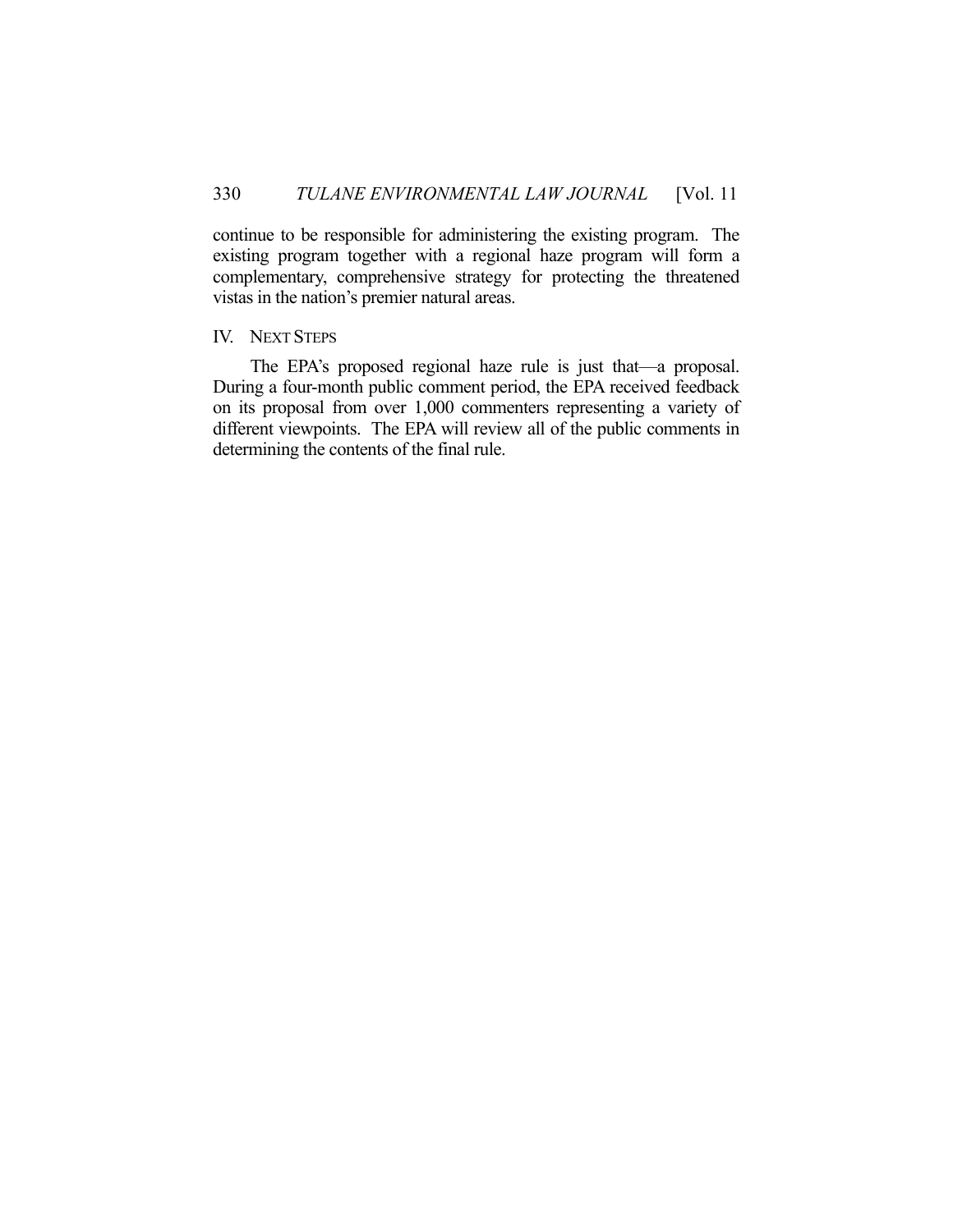continue to be responsible for administering the existing program. The existing program together with a regional haze program will form a complementary, comprehensive strategy for protecting the threatened vistas in the nation's premier natural areas.

## IV. NEXT STEPS

The EPA's proposed regional haze rule is just that—a proposal. During a four-month public comment period, the EPA received feedback on its proposal from over 1,000 commenters representing a variety of different viewpoints. The EPA will review all of the public comments in determining the contents of the final rule.